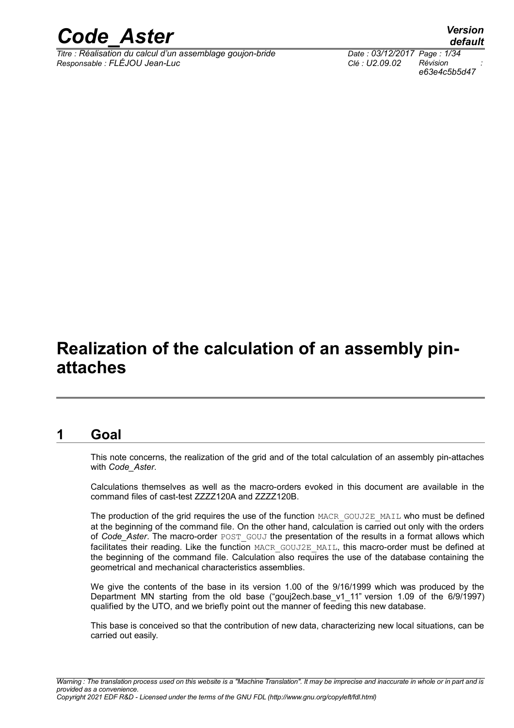# Realization of the calculation of an assembly pin-attaches

## 1 Goal

This note concerns, the realization of the grid and of the total calculation of an assembly pin-attaches with *Code_Aster*.

Calculations themselves as well as the macro-orders evoked in this document are available in the command files of cast-test ZZZZ120A and ZZZZ120B.

The production of the grid requires the use of the function MACR_GOUJ2E_MAIL who must be defined at the beginning of the command file. On the other hand, calculation is carried out only with the orders of *Code_Aster*. The macro-order POST_GOUJ the presentation of the results in a format allows which facilitates their reading. Like the function MACR_GOUJ2E_MAIL, this macro-order must be defined at the beginning of the command file. Calculation also requires the use of the database containing the geometrical and mechanical characteristics assemblies.

We give the contents of the base in its version 1.00 of the 9/16/1999 which was produced by the Department MN starting from the old base ("gouj2ech.base_v1_11" version 1.09 of the 6/9/1997) qualified by the UTO, and we briefly point out the manner of feeding this new database.

This base is conceived so that the contribution of new data, characterizing new local situations, can be carried out easily.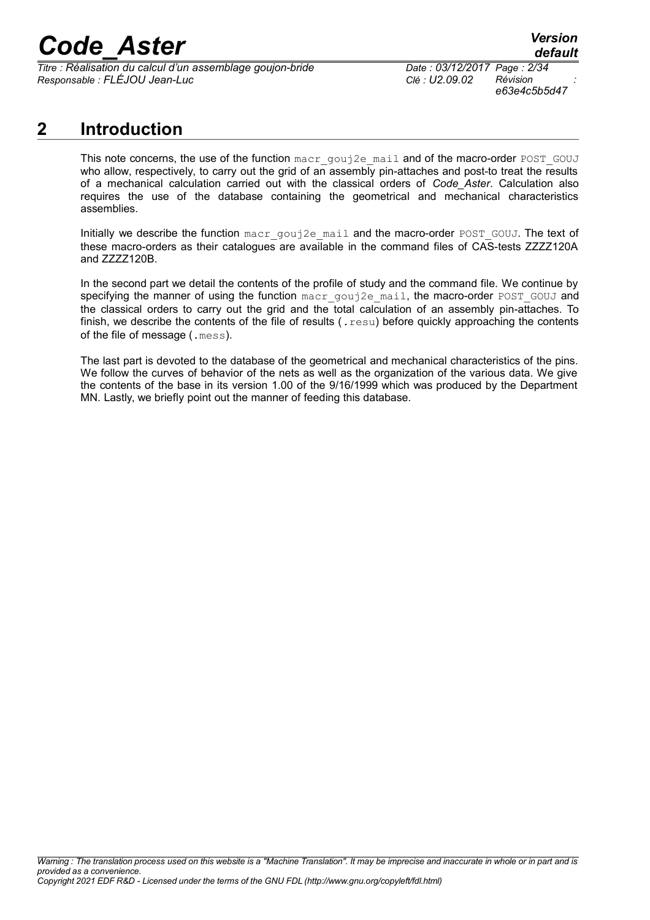## 2 Introduction

This note concerns, the use of the function `macr_gouj2e_mail` and of the macro-order `POST_GOUJ` who allow, respectively, to carry out the grid of an assembly pin-attaches and post-to treat the results of a mechanical calculation carried out with the classical orders of *Code_Aster*. Calculation also requires the use of the database containing the geometrical and mechanical characteristics assemblies.

Initially we describe the function `macr_gouj2e_mail` and the macro-order `POST_GOUJ`. The text of these macro-orders as their catalogues are available in the command files of CAS-tests ZZZZ120A and ZZZZ120B.

In the second part we detail the contents of the profile of study and the command file. We continue by specifying the manner of using the function `macr_gouj2e_mail`, the macro-order `POST_GOUJ` and the classical orders to carry out the grid and the total calculation of an assembly pin-attaches. To finish, we describe the contents of the file of results (`.resu`) before quickly approaching the contents of the file of message (`.mess`).

The last part is devoted to the database of the geometrical and mechanical characteristics of the pins. We follow the curves of behavior of the nets as well as the organization of the various data. We give the contents of the base in its version 1.00 of the 9/16/1999 which was produced by the Department MN. Lastly, we briefly point out the manner of feeding this database.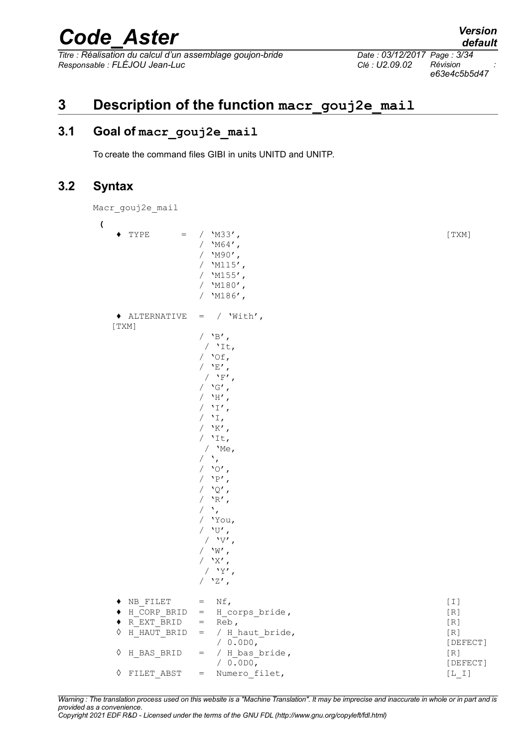# 3 Description of the function macr_gouj2e_mail

## 3.1 Goal of macr_gouj2e_mail

To create the command files GIBI in units UNITD and UNITP.

## 3.2 Syntax

```
Macr_gouj2e_mail
 (
   ♦ TYPE        =  / 'M33',                                        [TXM]
                    / 'M64',
                    / 'M90',
                    / 'M115',
                    / 'M155',
                    / 'M180',
                    / 'M186',

   ♦ ALTERNATIVE  =  / 'With',
  [TXM]
                    / 'B',
                     / 'It,
                    / 'Of,
                    / 'E',
                     / 'F',
                    / 'G',
                    / 'H',
                    / 'I',
                    / 'I,
                    / 'K',
                    / 'It,
                     / 'Me,
                    / ',
                    / 'O',
                    / 'P',
                    / 'Q',
                    / 'R',
                    / ',
                    / 'You,
                    / 'U',
                     / 'V',
                    / 'W',
                    / 'X',
                     / 'Y',
                    / 'Z',

   ♦ NB_FILET     =  Nf,                                            [I]
   ♦ H_CORP_BRID  =  H_corps_bride,                                 [R]
   ♦ R_EXT_BRID   =  Reb,                                           [R]
   ◊ H_HAUT_BRID  =  / H_haut_bride,                                [R]
                     / 0.0D0,                                       [DEFECT]
   ◊ H_BAS_BRID   =  / H_bas_bride,                                 [R]
                     / 0.0D0,                                       [DEFECT]
   ◊ FILET_ABST   =  Numero_filet,                                  [L_I]
```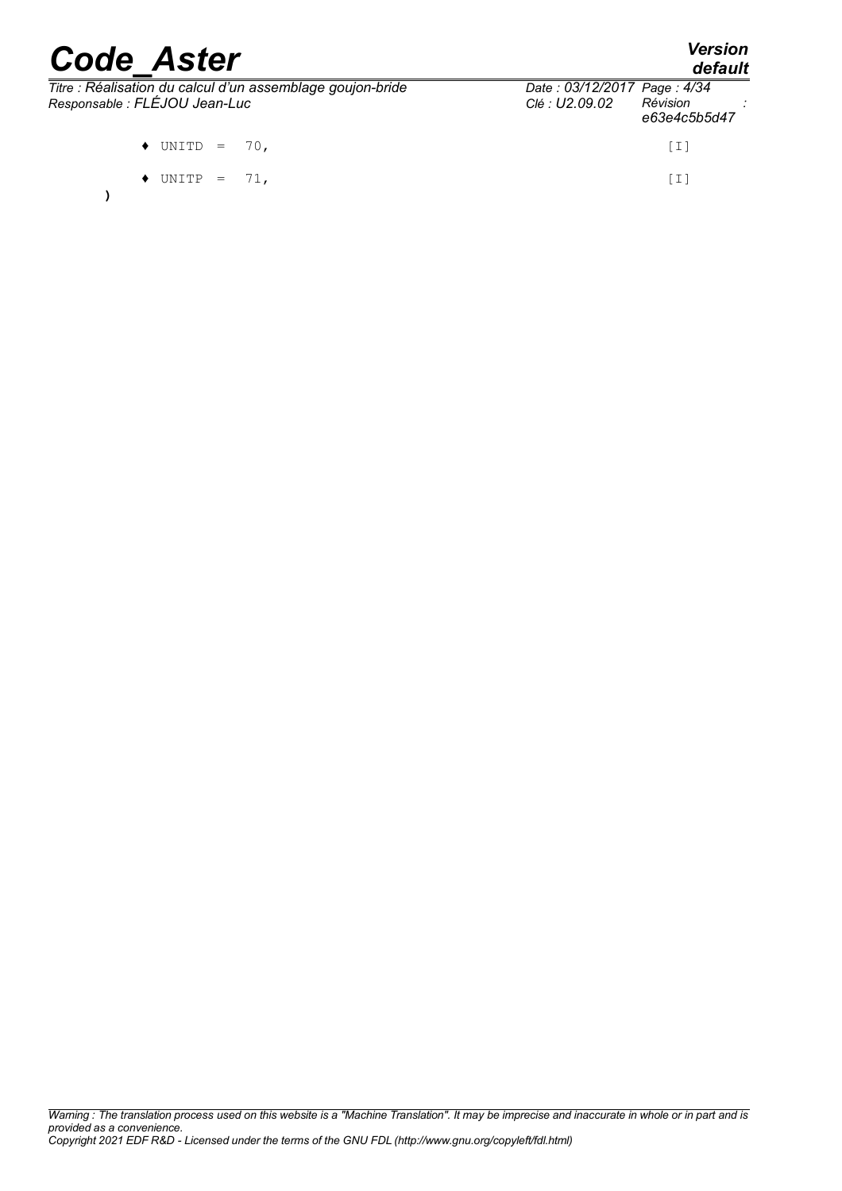♦ UNITD = 70, [I]

♦ UNITP = 71, [I]

)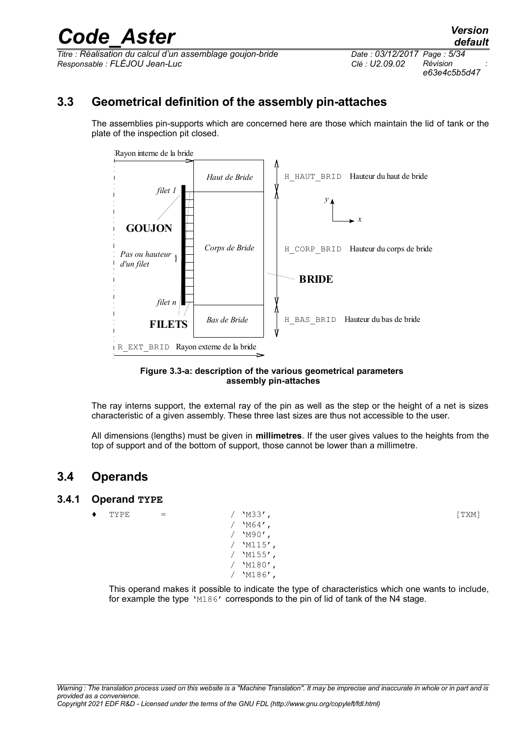## 3.3 Geometrical definition of the assembly pin-attaches

The assemblies pin-supports which are concerned here are those which maintain the lid of tank or the plate of the inspection pit closed.

Rayon interne de la bride

Haut de Bride — H_HAUT_BRID Hauteur du haut de bride

filet 1

GOUJON

Corps de Bride — H_CORP_BRID Hauteur du corps de bride

Pas ou hauteur d'un filet

BRIDE

filet n

FILETS

Bas de Bride — H_BAS_BRID Hauteur du bas de bride

R_EXT_BRID Rayon externe de la bride

**Figure 3.3-a: description of the various geometrical parameters assembly pin-attaches**

The ray interns support, the external ray of the pin as well as the step or the height of a net is sizes characteristic of a given assembly. These three last sizes are thus not accessible to the user.

All dimensions (lengths) must be given in **millimetres**. If the user gives values to the heights from the top of support and of the bottom of support, those cannot be lower than a millimetre.

## 3.4 Operands

### 3.4.1 Operand TYPE

```
♦ TYPE    =    / 'M33',                                  [TXM]
               / 'M64',
               / 'M90',
               / 'M115',
               / 'M155',
               / 'M180',
               / 'M186',
```

This operand makes it possible to indicate the type of characteristics which one wants to include, for example the type 'M186' corresponds to the pin of lid of tank of the N4 stage.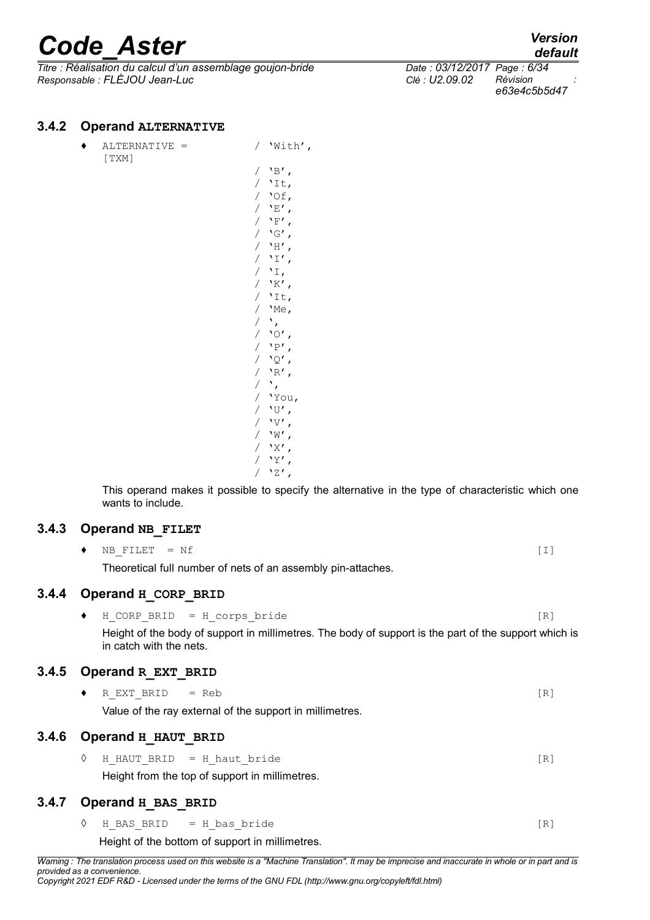### 3.4.2 Operand **ALTERNATIVE**

```
♦ ALTERNATIVE =        / 'With',
  [TXM]
                       / 'B',
                       / 'It,
                       / 'Of,
                       / 'E',
                       / 'F',
                       / 'G',
                       / 'H',
                       / 'I',
                       / 'I,
                       / 'K',
                       / 'It,
                       / 'Me,
                       / ',
                       / 'O',
                       / 'P',
                       / 'Q',
                       / 'R',
                       / ',
                       / 'You,
                       / 'U',
                       / 'V',
                       / 'W',
                       / 'X',
                       / 'Y',
                       / 'Z',
```

This operand makes it possible to specify the alternative in the type of characteristic which one wants to include.

### 3.4.3 Operand **NB_FILET**

♦ `NB_FILET = Nf` [I]

Theoretical full number of nets of an assembly pin-attaches.

### 3.4.4 Operand **H_CORP_BRID**

♦ `H_CORP_BRID = H_corps_bride` [R]

Height of the body of support in millimetres. The body of support is the part of the support which is in catch with the nets.

### 3.4.5 Operand **R_EXT_BRID**

♦ `R_EXT_BRID = Reb` [R]

Value of the ray external of the support in millimetres.

### 3.4.6 Operand **H_HAUT_BRID**

◊ `H_HAUT_BRID = H_haut_bride` [R]

Height from the top of support in millimetres.

### 3.4.7 Operand **H_BAS_BRID**

◊ `H_BAS_BRID = H_bas_bride` [R]

Height of the bottom of support in millimetres.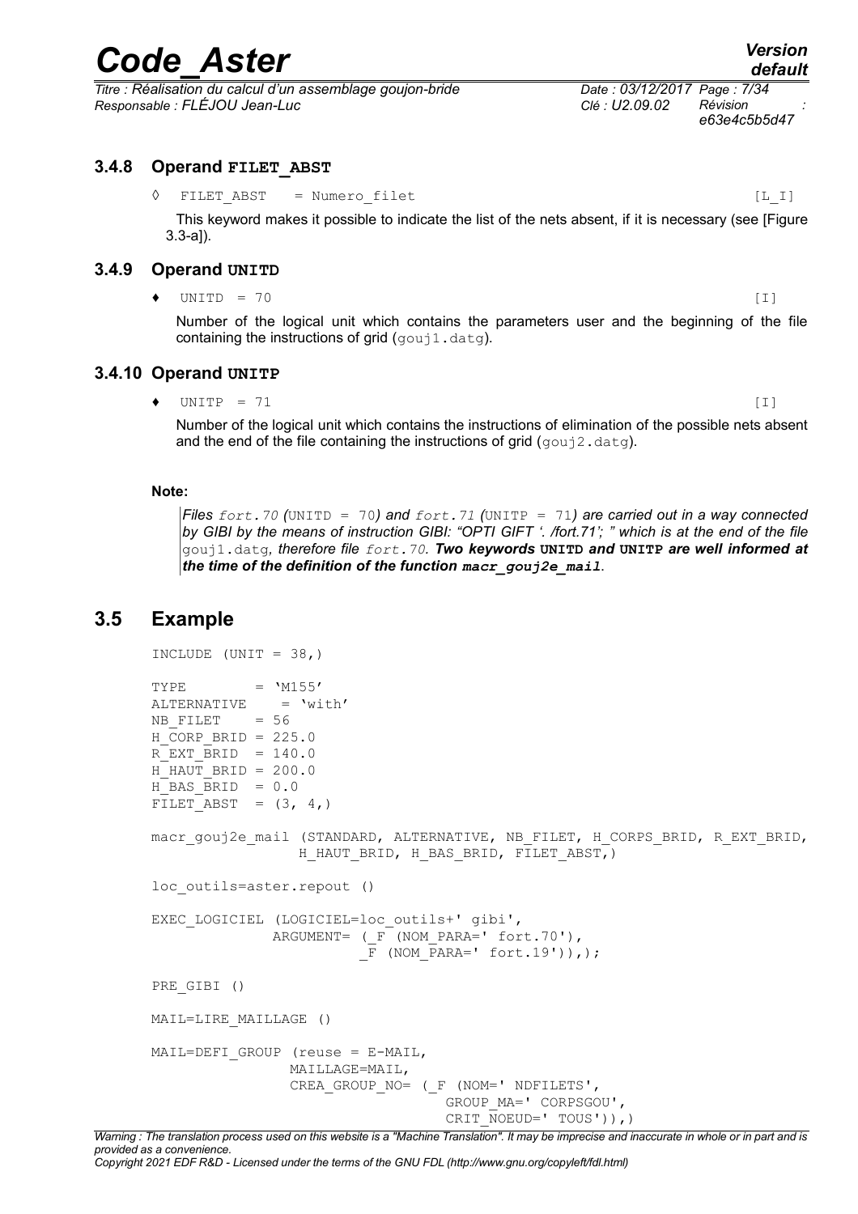### 3.4.8 Operand FILET_ABST

◊ `FILET_ABST = Numero_filet` [L_I]

This keyword makes it possible to indicate the list of the nets absent, if it is necessary (see [Figure 3.3-a]).

### 3.4.9 Operand UNITD

♦ `UNITD = 70` [I]

Number of the logical unit which contains the parameters user and the beginning of the file containing the instructions of grid (gouj1.datg).

### 3.4.10 Operand UNITP

♦ `UNITP = 71` [I]

Number of the logical unit which contains the instructions of elimination of the possible nets absent and the end of the file containing the instructions of grid (gouj2.datg).

**Note:**

> *Files fort.70 (*UNITD = 70*) and fort.71 (*UNITP = 71*) are carried out in a way connected by GIBI by the means of instruction GIBI: "OPTI GIFT '. /fort.71'; " which is at the end of the file* gouj1.datg*, therefore file fort.70.* ***Two keywords UNITD and UNITP are well informed at the time of the definition of the function macr_gouj2e_mail***.

## 3.5 Example

```
INCLUDE (UNIT = 38,)

TYPE          = 'M155'
ALTERNATIVE   = 'with'
NB_FILET      = 56
H_CORP_BRID = 225.0
R_EXT_BRID  = 140.0
H_HAUT_BRID = 200.0
H_BAS_BRID  = 0.0
FILET_ABST  = (3, 4,)

macr_gouj2e_mail (STANDARD, ALTERNATIVE, NB_FILET, H_CORPS_BRID, R_EXT_BRID,
                  H_HAUT_BRID, H_BAS_BRID, FILET_ABST,)

loc_outils=aster.repout ()

EXEC_LOGICIEL (LOGICIEL=loc_outils+' gibi',
               ARGUMENT= (_F (NOM_PARA=' fort.70'),
                          _F (NOM_PARA=' fort.19')),);

PRE_GIBI ()

MAIL=LIRE_MAILLAGE ()

MAIL=DEFI_GROUP (reuse = E-MAIL,
                 MAILLAGE=MAIL,
                 CREA_GROUP_NO= (_F (NOM=' NDFILETS',
                                     GROUP_MA=' CORPSGOU',
                                     CRIT_NOEUD=' TOUS')),)
```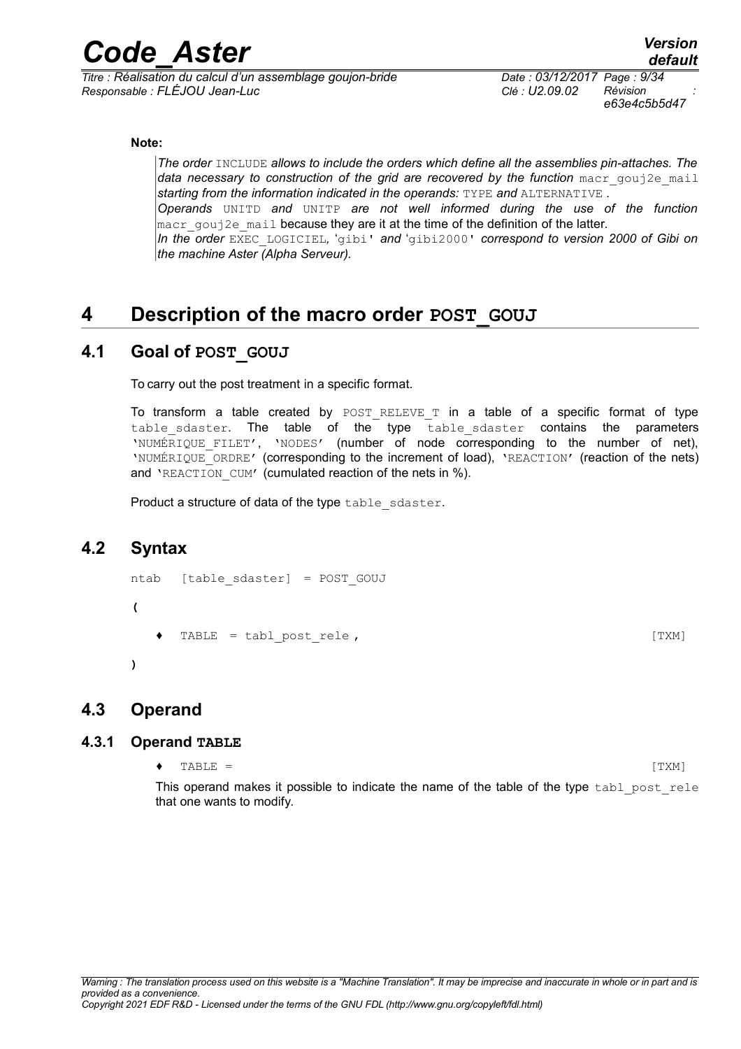**Note:**

*The order* INCLUDE *allows to include the orders which define all the assemblies pin-attaches. The data necessary to construction of the grid are recovered by the function* macr_gouj2e_mail *starting from the information indicated in the operands:* TYPE *and* ALTERNATIVE *.*

*Operands* UNITD *and* UNITP *are not well informed during the use of the function* macr_gouj2e_mail because they are it at the time of the definition of the latter.

*In the order* EXEC_LOGICIEL, 'gibi' *and* 'gibi2000' *correspond to version 2000 of Gibi on the machine Aster (Alpha Serveur).*

# 4 Description of the macro order POST_GOUJ

## 4.1 Goal of POST_GOUJ

To carry out the post treatment in a specific format.

To transform a table created by POST_RELEVE_T in a table of a specific format of type table_sdaster. The table of the type table_sdaster contains the parameters 'NUMÉRIQUE_FILET', 'NODES' (number of node corresponding to the number of net), 'NUMÉRIQUE_ORDRE' (corresponding to the increment of load), 'REACTION' (reaction of the nets) and 'REACTION_CUM' (cumulated reaction of the nets in %).

Product a structure of data of the type table_sdaster.

## 4.2 Syntax

```
ntab   [table_sdaster] = POST_GOUJ

(

   ♦   TABLE  = tabl_post_rele ,                                    [TXM]

)
```

## 4.3 Operand

### 4.3.1 Operand TABLE

♦ TABLE = [TXM]

This operand makes it possible to indicate the name of the table of the type tabl_post_rele that one wants to modify.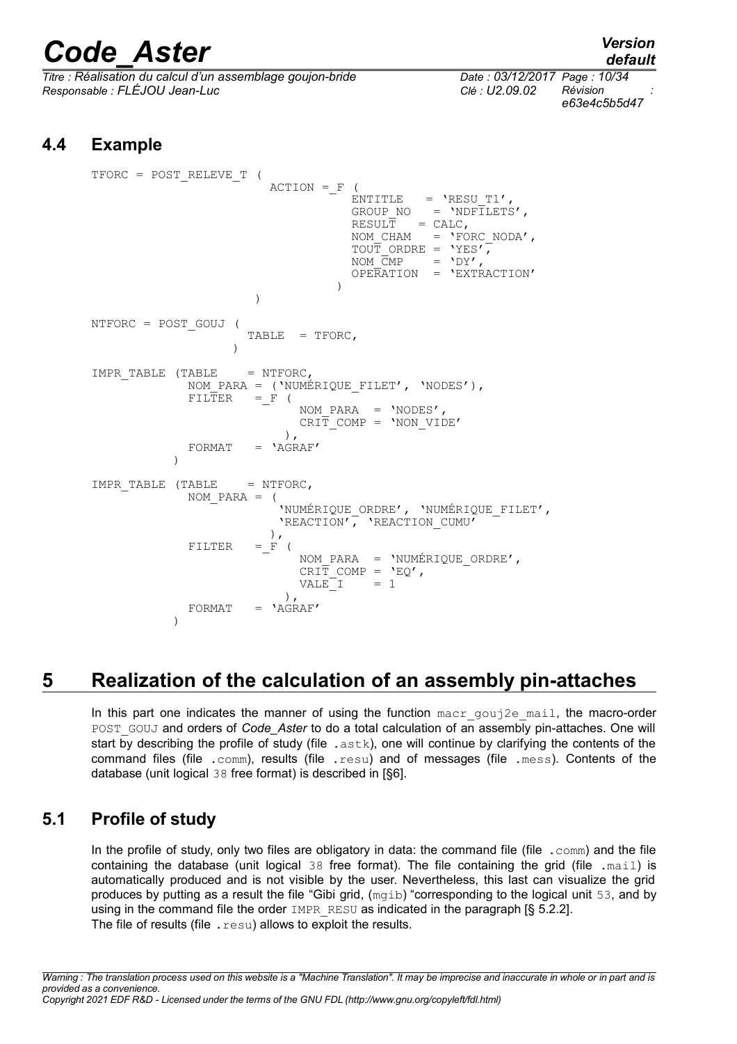## 4.4 Example

```
TFORC = POST_RELEVE_T (
                        ACTION = _F (
                                    ENTITLE   = 'RESU_T1',
                                    GROUP_NO   = 'NDFILETS',
                                    RESULT   = CALC,
                                    NOM_CHAM   = 'FORC_NODA',
                                    TOUT_ORDRE = 'YES',
                                    NOM_CMP    = 'DY',
                                    OPERATION  = 'EXTRACTION'
                                  )
                      )

NTFORC = POST_GOUJ (
                    TABLE  = TFORC,
                  )

IMPR_TABLE (TABLE    = NTFORC,
            NOM_PARA = ('NUMÉRIQUE_FILET', 'NODES'),
            FILTER   = _F (
                          NOM_PARA  = 'NODES',
                          CRIT_COMP = 'NON_VIDE'
                        ),
            FORMAT   = 'AGRAF'
          )

IMPR_TABLE (TABLE    = NTFORC,
            NOM_PARA = (
                        'NUMÉRIQUE_ORDRE', 'NUMÉRIQUE_FILET',
                        'REACTION', 'REACTION_CUMU'
                       ),
            FILTER   = _F (
                          NOM_PARA  = 'NUMÉRIQUE_ORDRE',
                          CRIT_COMP = 'EQ',
                          VALE_I    = 1
                        ),
            FORMAT   = 'AGRAF'
          )
```

# 5 Realization of the calculation of an assembly pin-attaches

In this part one indicates the manner of using the function macr_gouj2e_mail, the macro-order POST_GOUJ and orders of *Code_Aster* to do a total calculation of an assembly pin-attaches. One will start by describing the profile of study (file .astk), one will continue by clarifying the contents of the command files (file .comm), results (file .resu) and of messages (file .mess). Contents of the database (unit logical 38 free format) is described in [§6].

## 5.1 Profile of study

In the profile of study, only two files are obligatory in data: the command file (file .comm) and the file containing the database (unit logical 38 free format). The file containing the grid (file .mail) is automatically produced and is not visible by the user. Nevertheless, this last can visualize the grid produces by putting as a result the file "Gibi grid, (mgib) "corresponding to the logical unit 53, and by using in the command file the order IMPR_RESU as indicated in the paragraph [§ 5.2.2].

The file of results (file .resu) allows to exploit the results.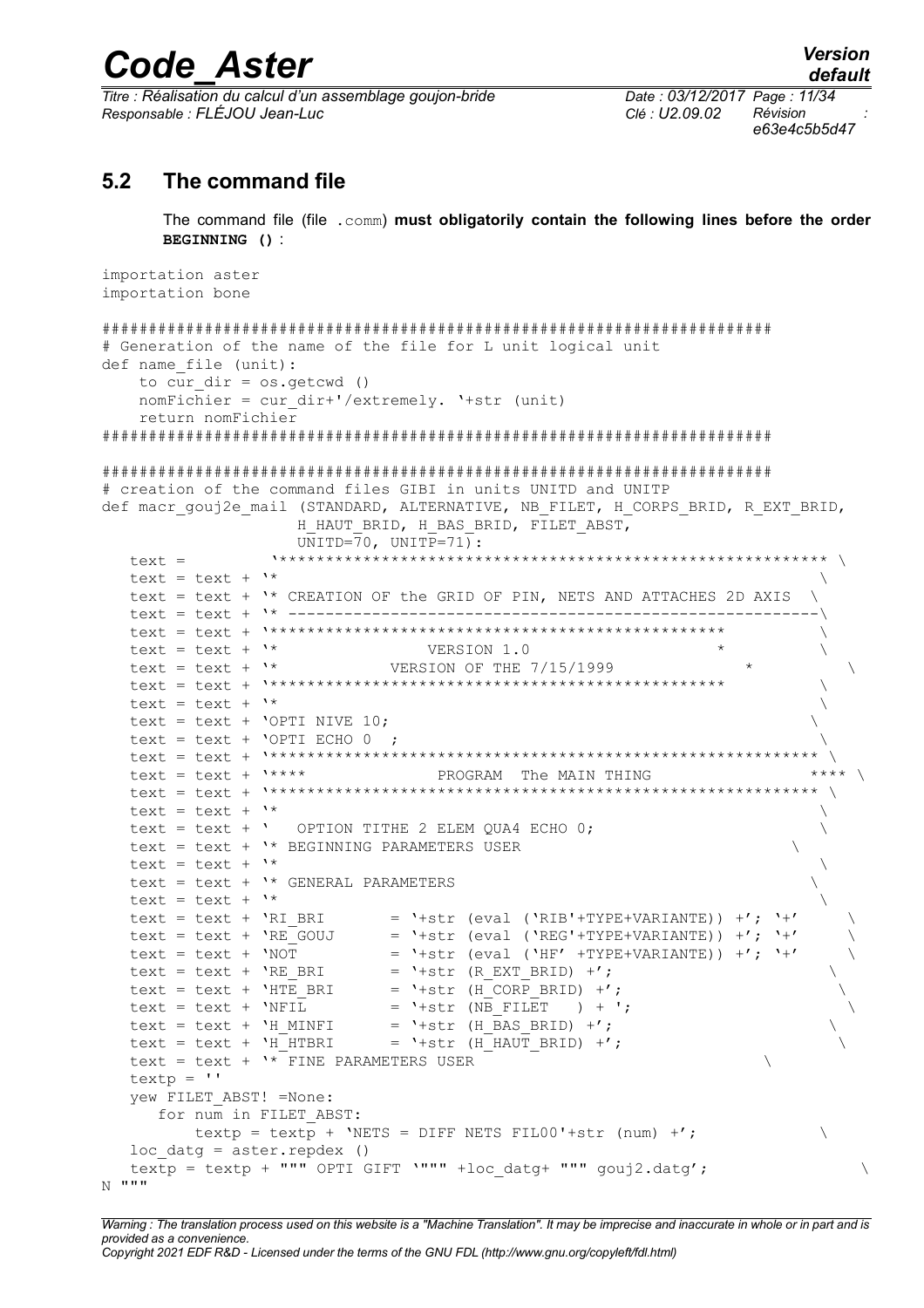## 5.2 The command file

The command file (file `.comm`) **must obligatorily contain the following lines before the order BEGINNING ()** :

```
importation aster
importation bone

######################################################################
# Generation of the name of the file for L unit logical unit
def name_file (unit):
    to cur_dir = os.getcwd ()
    nomFichier = cur_dir+'/extremely. '+str (unit)
    return nomFichier
######################################################################

######################################################################
# creation of the command files GIBI in units UNITD and UNITP
def macr_gouj2e_mail (STANDARD, ALTERNATIVE, NB_FILET, H_CORPS_BRID, R_EXT_BRID,
                    H_HAUT_BRID, H_BAS_BRID, FILET_ABST,
                    UNITD=70, UNITP=71):
   text =         '********************************************************* \
   text = text + '*                                                          \
   text = text + '* CREATION OF the GRID OF PIN, NETS AND ATTACHES 2D AXIS  \
   text = text + '* ---------------------------------------------------------\
   text = text + '************************************************          \
   text = text + '*                 VERSION 1.0                 *            \
   text = text + '*            VERSION OF THE 7/15/1999            *          \
   text = text + '************************************************          \
   text = text + '*                                                          \
   text = text + 'OPTI NIVE 10;                                             \
   text = text + 'OPTI ECHO 0  ;                                             \
   text = text + '********************************************************** \
   text = text + '****              PROGRAM  The MAIN THING              **** \
   text = text + '********************************************************** \
   text = text + '*                                                          \
   text = text + '   OPTION TITHE 2 ELEM QUA4 ECHO 0;                        \
   text = text + '* BEGINNING PARAMETERS USER                              \
   text = text + '*                                                          \
   text = text + '* GENERAL PARAMETERS                                      \
   text = text + '*                                                          \
   text = text + 'RI_BRI       = '+str (eval ('RIB'+TYPE+VARIANTE)) +'; '+'     \
   text = text + 'RE_GOUJ      = '+str (eval ('REG'+TYPE+VARIANTE)) +'; '+'     \
   text = text + 'NOT          = '+str (eval ('HF' +TYPE+VARIANTE)) +'; '+'     \
   text = text + 'RE_BRI       = '+str (R_EXT_BRID) +';                         \
   text = text + 'HTE_BRI      = '+str (H_CORP_BRID) +';                         \
   text = text + 'NFIL         = '+str (NB_FILET   ) + ';                         \
   text = text + 'H_MINFI      = '+str (H_BAS_BRID) +';                         \
   text = text + 'H_HTBRI      = '+str (H_HAUT_BRID) +';                         \
   text = text + '* FINE PARAMETERS USER                                  \
   textp = ''
   yew FILET_ABST! =None:
      for num in FILET_ABST:
         textp = textp + 'NETS = DIFF NETS FIL00'+str (num) +';          \
   loc_datg = aster.repdex ()
   textp = textp + """ OPTI GIFT '""" +loc_datg+ """ gouj2.datg';             \
N """
```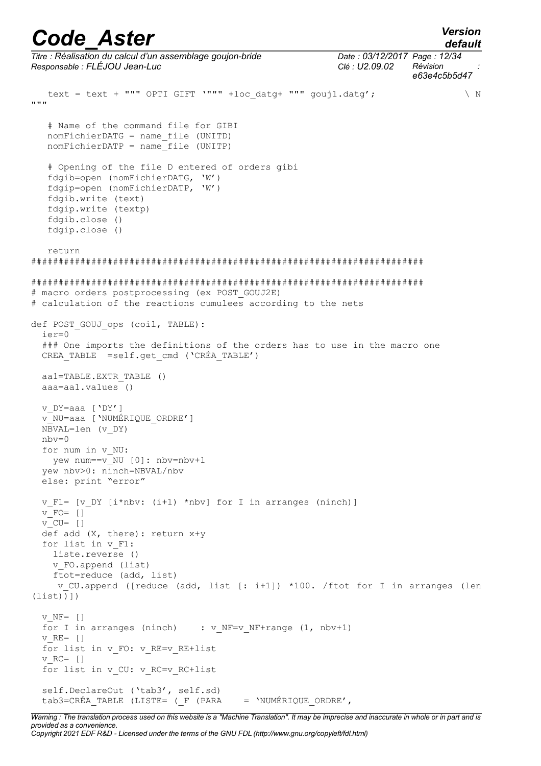```
    text = text + """ OPTI GIFT '""" +loc_datg+ """ gouj1.datg';                    \ N
"""

    # Name of the command file for GIBI
    nomFichierDATG = name_file (UNITD)
    nomFichierDATP = name_file (UNITP)

    # Opening of the file D entered of orders gibi
    fdgib=open (nomFichierDATG, 'W')
    fdgip=open (nomFichierDATP, 'W')
    fdgib.write (text)
    fdgip.write (textp)
    fdgib.close ()
    fdgip.close ()

    return
####################################################################

####################################################################
# macro orders postprocessing (ex POST_GOUJ2E)
# calculation of the reactions cumulees according to the nets

def POST_GOUJ_ops (coil, TABLE):
  ier=0
  ### One imports the definitions of the orders has to use in the macro one
  CREA_TABLE  =self.get_cmd ('CRÉA_TABLE')

  aa1=TABLE.EXTR_TABLE ()
  aaa=aa1.values ()

  v_DY=aaa ['DY']
  v_NU=aaa ['NUMÉRIQUE_ORDRE']
  NBVAL=len (v_DY)
  nbv=0
  for num in v_NU:
    yew num==v_NU [0]: nbv=nbv+1
  yew nbv>0: ninch=NBVAL/nbv
  else: print "error"

  v_F1= [v_DY [i*nbv: (i+1) *nbv] for I in arranges (ninch)]
  v_FO= []
  v_CU= []
  def add (X, there): return x+y
  for list in v_F1:
    liste.reverse ()
    v_FO.append (list)
    ftot=reduce (add, list)
     v_CU.append ([reduce (add, list [: i+1]) *100. /ftot for I in arranges (len
(list))])

  v_NF= []
  for I in arranges (ninch)    : v_NF=v_NF+range (1, nbv+1)
  v_RE= []
  for list in v_FO: v_RE=v_RE+list
  v_RC= []
  for list in v_CU: v_RC=v_RC+list

  self.DeclareOut ('tab3', self.sd)
  tab3=CRÉA_TABLE (LISTE= (_F (PARA    = 'NUMÉRIQUE_ORDRE',
```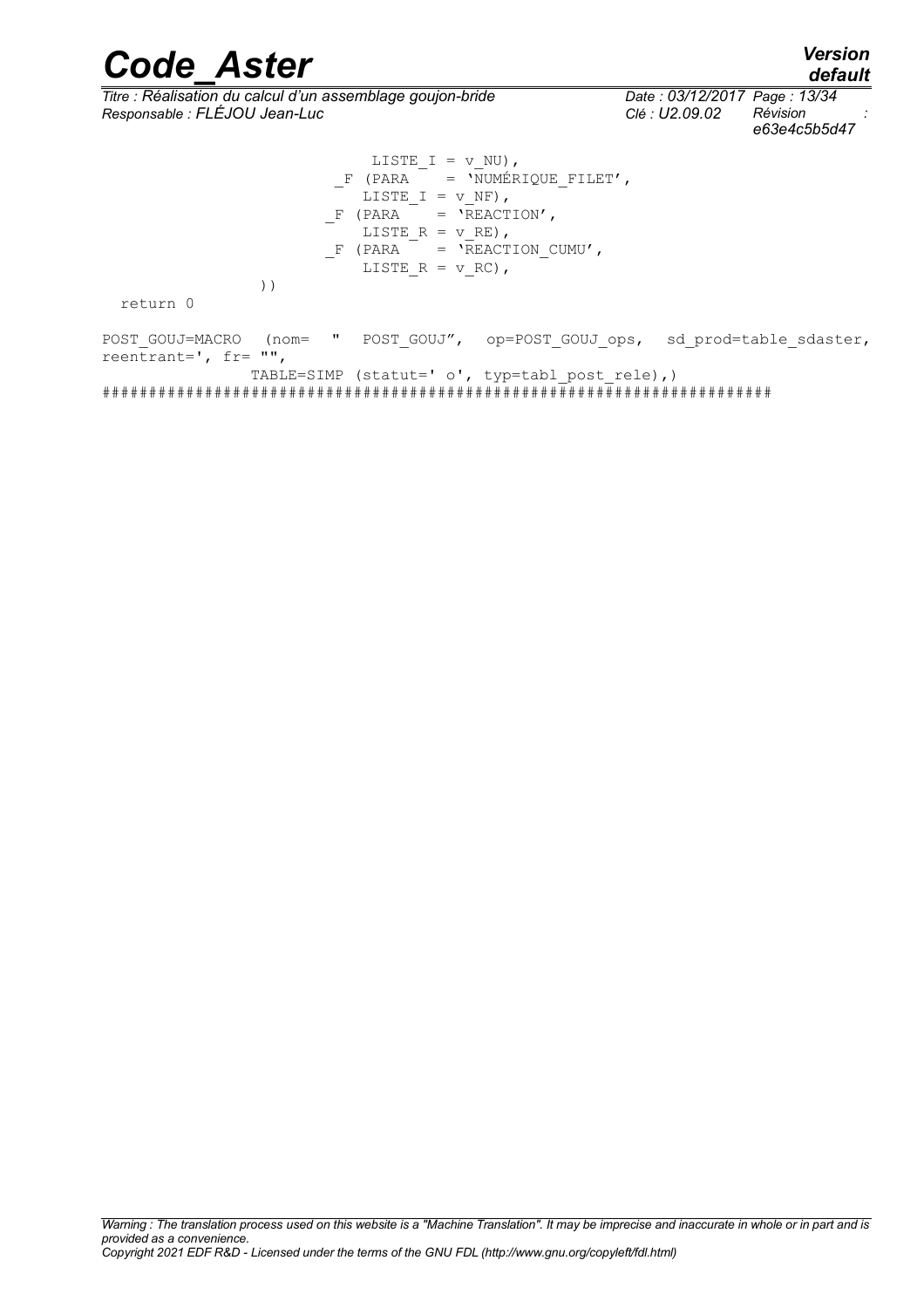```
                         LISTE_I = v_NU),
                      _F (PARA    = 'NUMÉRIQUE_FILET',
                         LISTE_I = v_NF),
                      _F (PARA    = 'REACTION',
                         LISTE_R = v_RE),
                      _F (PARA    = 'REACTION_CUMU',
                         LISTE_R = v_RC),
                 ))
  return 0

POST_GOUJ=MACRO  (nom=  "  POST_GOUJ",  op=POST_GOUJ_ops,  sd_prod=table_sdaster,
reentrant=', fr= "",
                TABLE=SIMP (statut=' o', typ=tabl_post_rele),)
######################################################################
```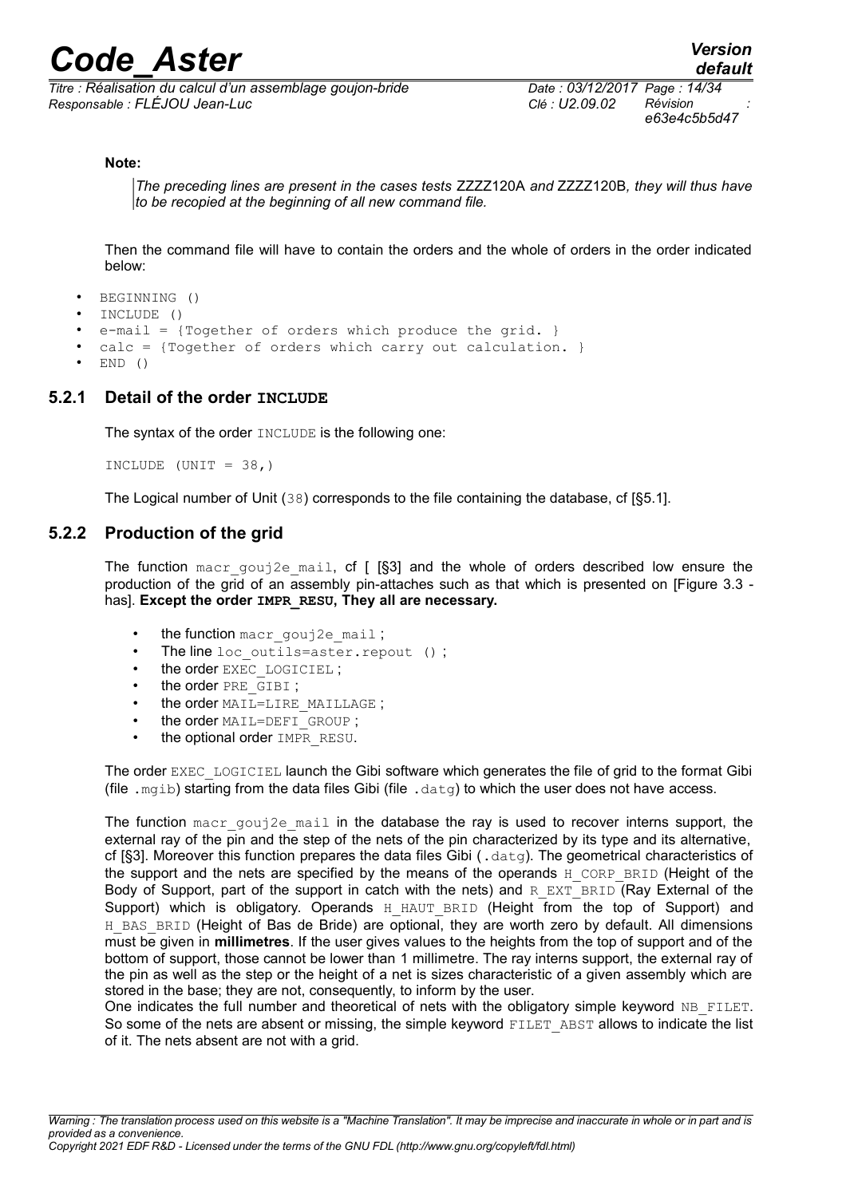**Note:**

> *The preceding lines are present in the cases tests* ZZZZ120A *and* ZZZZ120B*, they will thus have to be recopied at the beginning of all new command file.*

Then the command file will have to contain the orders and the whole of orders in the order indicated below:

- BEGINNING ()
- INCLUDE ()
- e-mail = {Together of orders which produce the grid. }
- calc = {Together of orders which carry out calculation. }
- END ()

### 5.2.1 Detail of the order INCLUDE

The syntax of the order INCLUDE is the following one:

```
INCLUDE (UNIT = 38,)
```

The Logical number of Unit (38) corresponds to the file containing the database, cf [§5.1].

### 5.2.2 Production of the grid

The function macr_gouj2e_mail, cf [ [§3] and the whole of orders described low ensure the production of the grid of an assembly pin-attaches such as that which is presented on [Figure 3.3 - has]. **Except the order IMPR_RESU, They all are necessary.**

- the function macr_gouj2e_mail ;
- The line loc_outils=aster.repout () ;
- the order EXEC_LOGICIEL ;
- the order PRE_GIBI ;
- the order MAIL=LIRE_MAILLAGE ;
- the order MAIL=DEFI_GROUP ;
- the optional order IMPR_RESU.

The order EXEC_LOGICIEL launch the Gibi software which generates the file of grid to the format Gibi (file .mgib) starting from the data files Gibi (file .datg) to which the user does not have access.

The function macr_gouj2e_mail in the database the ray is used to recover interns support, the external ray of the pin and the step of the nets of the pin characterized by its type and its alternative, cf [§3]. Moreover this function prepares the data files Gibi (.datg). The geometrical characteristics of the support and the nets are specified by the means of the operands H_CORP_BRID (Height of the Body of Support, part of the support in catch with the nets) and R_EXT_BRID (Ray External of the Support) which is obligatory. Operands H_HAUT_BRID (Height from the top of Support) and H_BAS_BRID (Height of Bas de Bride) are optional, they are worth zero by default. All dimensions must be given in **millimetres**. If the user gives values to the heights from the top of support and of the bottom of support, those cannot be lower than 1 millimetre. The ray interns support, the external ray of the pin as well as the step or the height of a net is sizes characteristic of a given assembly which are stored in the base; they are not, consequently, to inform by the user.
One indicates the full number and theoretical of nets with the obligatory simple keyword NB_FILET. So some of the nets are absent or missing, the simple keyword FILET_ABST allows to indicate the list of it. The nets absent are not with a grid.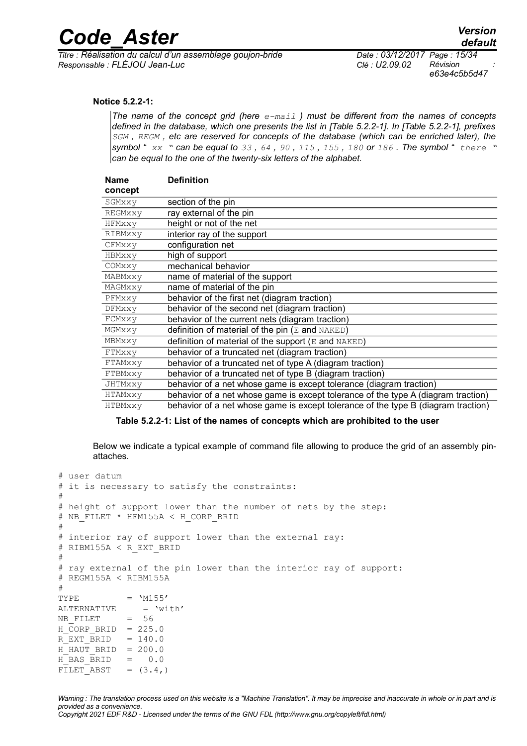**Notice 5.2.2-1:**

*The name of the concept grid (here `e-mail` ) must be different from the names of concepts defined in the database, which one presents the list in [Table 5.2.2-1]. In [Table 5.2.2-1], prefixes `SGM` , `REGM` , etc are reserved for concepts of the database (which can be enriched later), the symbol " `xx` " can be equal to `33` , `64` , `90` , `115` , `155` , `180` or `186` . The symbol " `there` " can be equal to the one of the twenty-six letters of the alphabet.*

| Name concept | Definition |
|---|---|
| `SGMxxy` | section of the pin |
| `REGMxxy` | ray external of the pin |
| `HFMxxy` | height or not of the net |
| `RIBMxxy` | interior ray of the support |
| `CFMxxy` | configuration net |
| `HBMxxy` | high of support |
| `COMxxy` | mechanical behavior |
| `MABMxxy` | name of material of the support |
| `MAGMxxy` | name of material of the pin |
| `PFMxxy` | behavior of the first net (diagram traction) |
| `DFMxxy` | behavior of the second net (diagram traction) |
| `FCMxxy` | behavior of the current nets (diagram traction) |
| `MGMxxy` | definition of material of the pin (`E` and `NAKED`) |
| `MBMxxy` | definition of material of the support (`E` and `NAKED`) |
| `FTMxxy` | behavior of a truncated net (diagram traction) |
| `FTAMxxy` | behavior of a truncated net of type A (diagram traction) |
| `FTBMxxy` | behavior of a truncated net of type B (diagram traction) |
| `JHTMxxy` | behavior of a net whose game is except tolerance (diagram traction) |
| `HTAMxxy` | behavior of a net whose game is except tolerance of the type A (diagram traction) |
| `HTBMxxy` | behavior of a net whose game is except tolerance of the type B (diagram traction) |

**Table 5.2.2-1: List of the names of concepts which are prohibited to the user**

Below we indicate a typical example of command file allowing to produce the grid of an assembly pin-attaches.

```
# user datum
# it is necessary to satisfy the constraints:
#
# height of support lower than the number of nets by the step:
# NB_FILET * HFM155A < H_CORP_BRID
#
# interior ray of support lower than the external ray:
# RIBM155A < R_EXT_BRID
#
# ray external of the pin lower than the interior ray of support:
# REGM155A < RIBM155A
#
TYPE          = 'M155'
ALTERNATIVE      = 'with'
NB_FILET     =  56
H_CORP_BRID  = 225.0
R_EXT_BRID   = 140.0
H_HAUT_BRID  = 200.0
H_BAS_BRID   =   0.0
FILET_ABST   = (3.4,)
```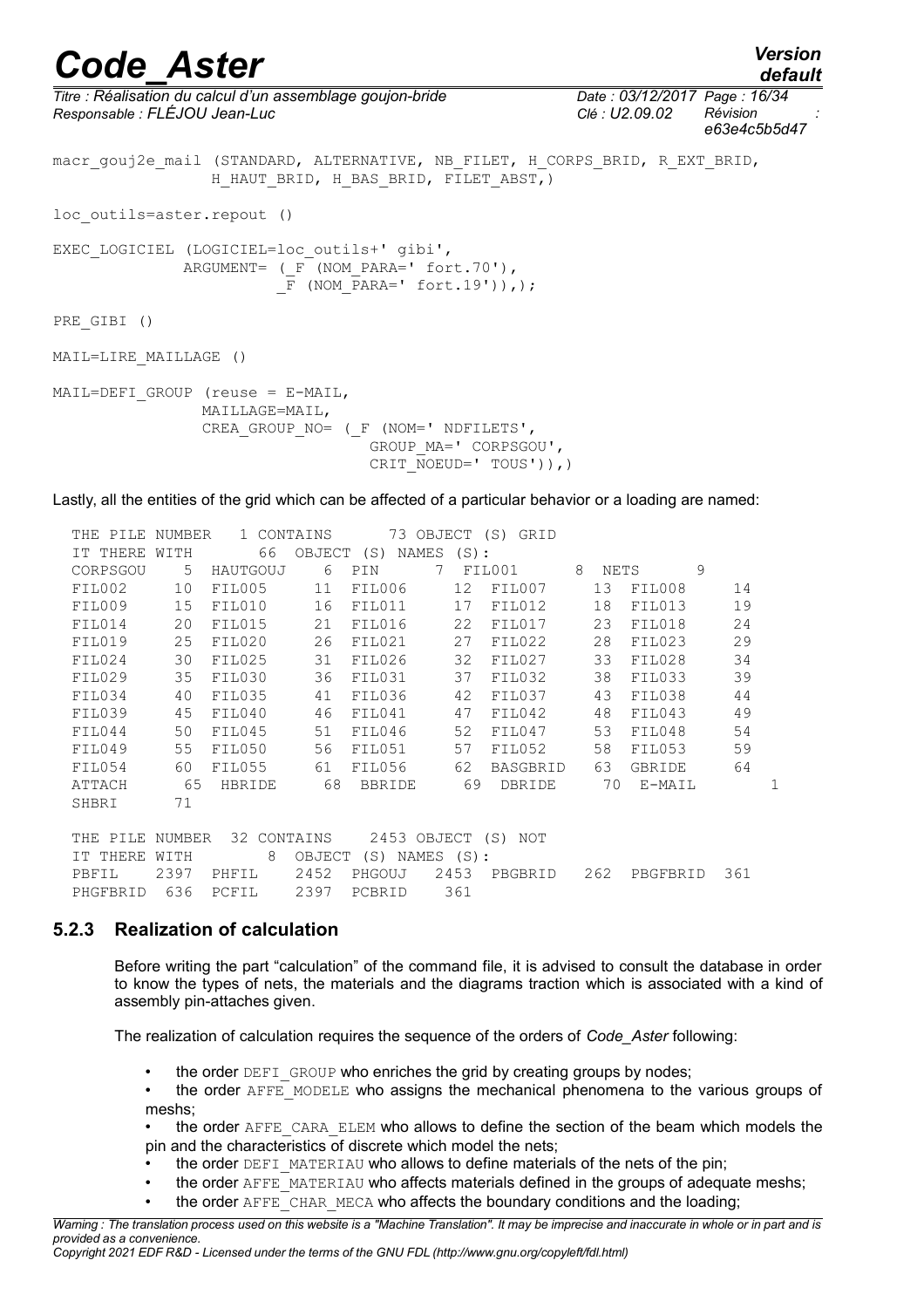```
macr_gouj2e_mail (STANDARD, ALTERNATIVE, NB_FILET, H_CORPS_BRID, R_EXT_BRID,
                H_HAUT_BRID, H_BAS_BRID, FILET_ABST,)

loc_outils=aster.repout ()

EXEC_LOGICIEL (LOGICIEL=loc_outils+' gibi',
              ARGUMENT= (_F (NOM_PARA=' fort.70'),
                         _F (NOM_PARA=' fort.19')),);

PRE_GIBI ()

MAIL=LIRE_MAILLAGE ()

MAIL=DEFI_GROUP (reuse = E-MAIL,
                MAILLAGE=MAIL,
                CREA_GROUP_NO= (_F (NOM=' NDFILETS',
                                   GROUP_MA=' CORPSGOU',
                                   CRIT_NOEUD=' TOUS')),)
```

Lastly, all the entities of the grid which can be affected of a particular behavior or a loading are named:

```
THE PILE NUMBER    1 CONTAINS       73 OBJECT (S) GRID
IT THERE WITH       66  OBJECT (S) NAMES (S):
CORPSGOU    5  HAUTGOUJ    6  PIN      7  FIL001      8  NETS       9
FIL002     10  FIL005     11  FIL006     12  FIL007     13  FIL008     14
FIL009     15  FIL010     16  FIL011     17  FIL012     18  FIL013     19
FIL014     20  FIL015     21  FIL016     22  FIL017     23  FIL018     24
FIL019     25  FIL020     26  FIL021     27  FIL022     28  FIL023     29
FIL024     30  FIL025     31  FIL026     32  FIL027     33  FIL028     34
FIL029     35  FIL030     36  FIL031     37  FIL032     38  FIL033     39
FIL034     40  FIL035     41  FIL036     42  FIL037     43  FIL038     44
FIL039     45  FIL040     46  FIL041     47  FIL042     48  FIL043     49
FIL044     50  FIL045     51  FIL046     52  FIL047     53  FIL048     54
FIL049     55  FIL050     56  FIL051     57  FIL052     58  FIL053     59
FIL054     60  FIL055     61  FIL056     62  BASGBRID   63  GBRIDE     64
ATTACH      65  HBRIDE     68  BBRIDE     69  DBRIDE     70  E-MAIL        1
SHBRI      71

THE PILE NUMBER  32 CONTAINS     2453 OBJECT (S) NOT
IT THERE WITH        8  OBJECT (S) NAMES (S):
PBFIL     2397  PHFIL     2452  PHGOUJ   2453  PBGBRID   262  PBGFBRID  361
PHGFBRID  636  PCFIL     2397  PCBRID    361
```

### 5.2.3 Realization of calculation

Before writing the part "calculation" of the command file, it is advised to consult the database in order to know the types of nets, the materials and the diagrams traction which is associated with a kind of assembly pin-attaches given.

The realization of calculation requires the sequence of the orders of *Code_Aster* following:

- the order `DEFI_GROUP` who enriches the grid by creating groups by nodes;
- the order `AFFE_MODELE` who assigns the mechanical phenomena to the various groups of meshs;
- the order `AFFE_CARA_ELEM` who allows to define the section of the beam which models the pin and the characteristics of discrete which model the nets;
- the order `DEFI_MATERIAU` who allows to define materials of the nets of the pin;
- the order `AFFE_MATERIAU` who affects materials defined in the groups of adequate meshs;
- the order `AFFE_CHAR_MECA` who affects the boundary conditions and the loading;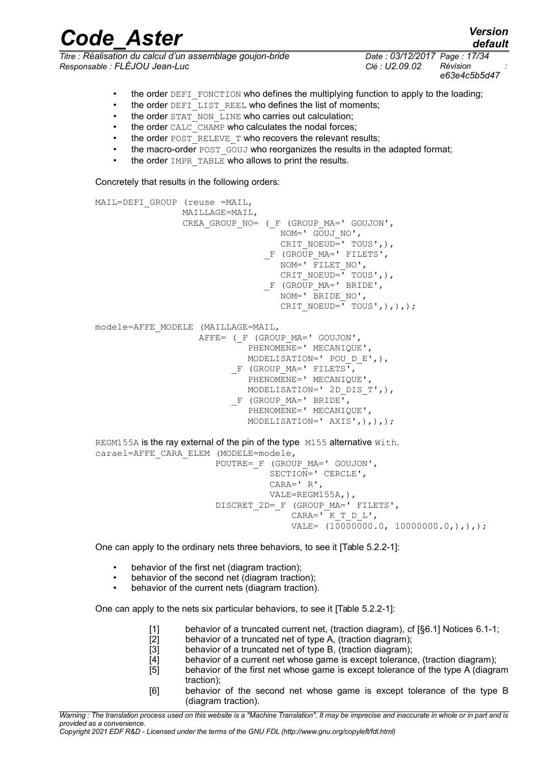- the order DEFI_FONCTION who defines the multiplying function to apply to the loading;
- the order DEFI_LIST_REEL who defines the list of moments;
- the order STAT_NON_LINE who carries out calculation;
- the order CALC_CHAMP who calculates the nodal forces;
- the order POST_RELEVE_T who recovers the relevant results;
- the macro-order POST_GOUJ who reorganizes the results in the adapted format;
- the order IMPR_TABLE who allows to print the results.

Concretely that results in the following orders:

```
MAIL=DEFI_GROUP (reuse =MAIL,
                MAILLAGE=MAIL,
                CREA_GROUP_NO= (_F (GROUP_MA=' GOUJON',
                                    NOM=' GOUJ_NO',
                                    CRIT_NOEUD=' TOUS',),
                                _F (GROUP_MA=' FILETS',
                                    NOM=' FILET_NO',
                                    CRIT_NOEUD=' TOUS',),
                                _F (GROUP_MA=' BRIDE',
                                    NOM=' BRIDE_NO',
                                    CRIT_NOEUD=' TOUS',),),);

modele=AFFE_MODELE (MAILLAGE=MAIL,
                    AFFE= (_F (GROUP_MA=' GOUJON',
                               PHENOMENE=' MECANIQUE',
                               MODELISATION=' POU_D_E',),
                           _F (GROUP_MA=' FILETS',
                               PHENOMENE=' MECANIQUE',
                               MODELISATION=' 2D_DIS_T',),
                           _F (GROUP_MA=' BRIDE',
                               PHENOMENE=' MECANIQUE',
                               MODELISATION=' AXIS',),),);
```

REGM155A is the ray external of the pin of the type M155 alternative With.

```
carael=AFFE_CARA_ELEM (MODELE=modele,
                       POUTRE=_F (GROUP_MA=' GOUJON',
                                  SECTION=' CERCLE',
                                  CARA=' R',
                                  VALE=REGM155A,),
                       DISCRET_2D=_F (GROUP_MA=' FILETS',
                                      CARA=' K_T_D_L',
                                      VALE= (10000000.0, 10000000.0,),),);
```

One can apply to the ordinary nets three behaviors, to see it [Table 5.2.2-1]:

- behavior of the first net (diagram traction);
- behavior of the second net (diagram traction);
- behavior of the current nets (diagram traction).

One can apply to the nets six particular behaviors, to see it [Table 5.2.2-1]:

[1] behavior of a truncated current net, (traction diagram), cf [§6.1] Notices 6.1-1;
[2] behavior of a truncated net of type A, (traction diagram);
[3] behavior of a truncated net of type B, (traction diagram);
[4] behavior of a current net whose game is except tolerance, (traction diagram);
[5] behavior of the first net whose game is except tolerance of the type A (diagram traction);
[6] behavior of the second net whose game is except tolerance of the type B (diagram traction).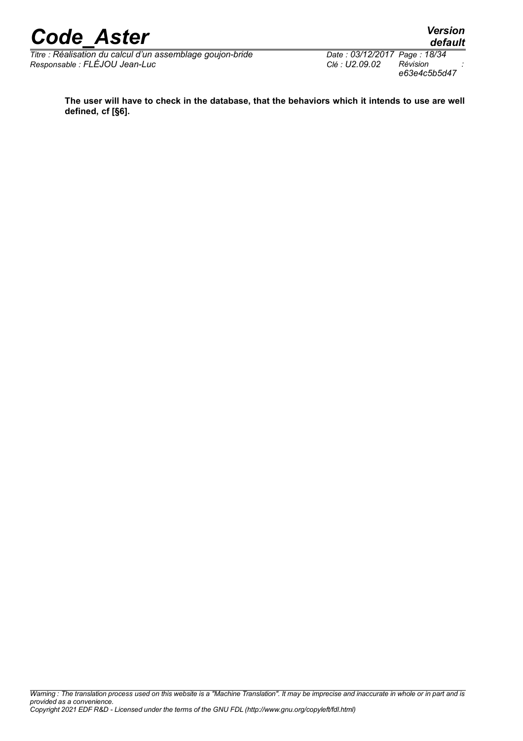**The user will have to check in the database, that the behaviors which it intends to use are well defined, cf [§6].**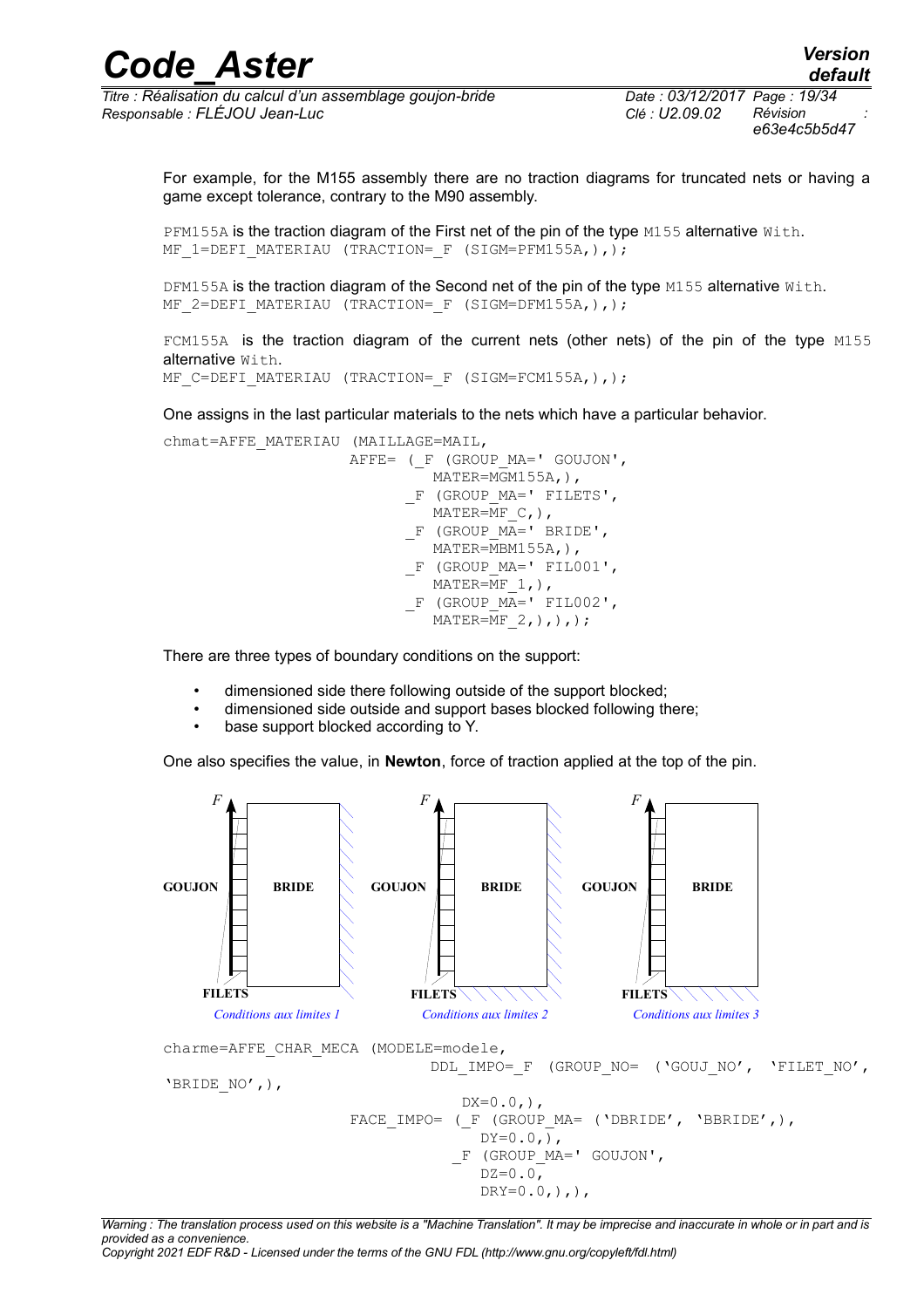For example, for the M155 assembly there are no traction diagrams for truncated nets or having a game except tolerance, contrary to the M90 assembly.

`PFM155A` is the traction diagram of the First net of the pin of the type `M155` alternative `With`.

```
MF_1=DEFI_MATERIAU (TRACTION=_F (SIGM=PFM155A,),);
```

`DFM155A` is the traction diagram of the Second net of the pin of the type `M155` alternative `With`.

```
MF_2=DEFI_MATERIAU (TRACTION=_F (SIGM=DFM155A,),);
```

`FCM155A` is the traction diagram of the current nets (other nets) of the pin of the type `M155` alternative `With`.

```
MF_C=DEFI_MATERIAU (TRACTION=_F (SIGM=FCM155A,),);
```

One assigns in the last particular materials to the nets which have a particular behavior.

```
chmat=AFFE_MATERIAU (MAILLAGE=MAIL,
                     AFFE= (_F (GROUP_MA=' GOUJON',
                                MATER=MGM155A,),
                            _F (GROUP_MA=' FILETS',
                                MATER=MF_C,),
                            _F (GROUP_MA=' BRIDE',
                                MATER=MBM155A,),
                            _F (GROUP_MA=' FIL001',
                                MATER=MF_1,),
                            _F (GROUP_MA=' FIL002',
                                MATER=MF_2,),),);
```

There are three types of boundary conditions on the support:

- dimensioned side there following outside of the support blocked;
- dimensioned side outside and support bases blocked following there;
- base support blocked according to Y.

One also specifies the value, in **Newton**, force of traction applied at the top of the pin.

*Conditions aux limites 1* — *Conditions aux limites 2* — *Conditions aux limites 3*

```
charme=AFFE_CHAR_MECA (MODELE=modele,
                       DDL_IMPO=_F (GROUP_NO= ('GOUJ_NO', 'FILET_NO',
'BRIDE_NO',),
                         DX=0.0,),
                     FACE_IMPO= (_F (GROUP_MA= ('DBRIDE', 'BBRIDE',),
                                 DY=0.0,),
                               _F (GROUP_MA=' GOUJON',
                                 DZ=0.0,
                                 DRY=0.0,),),
```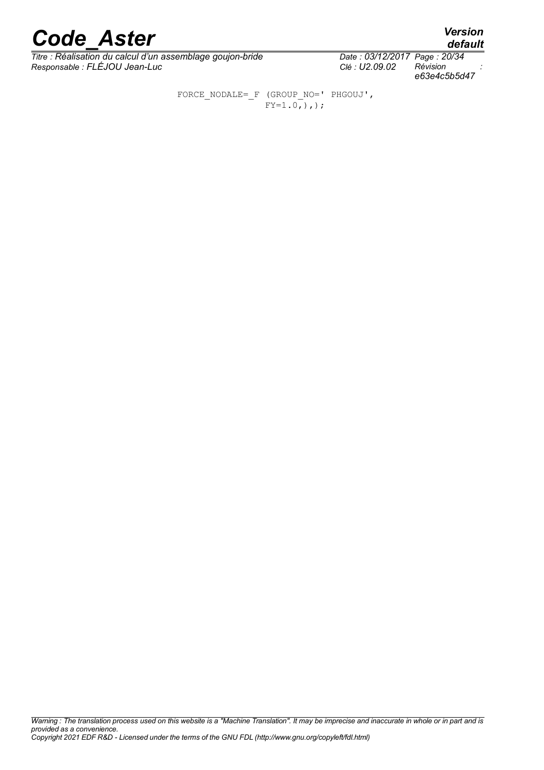```
FORCE_NODALE=_F (GROUP_NO=' PHGOUJ',
                 FY=1.0,),);
```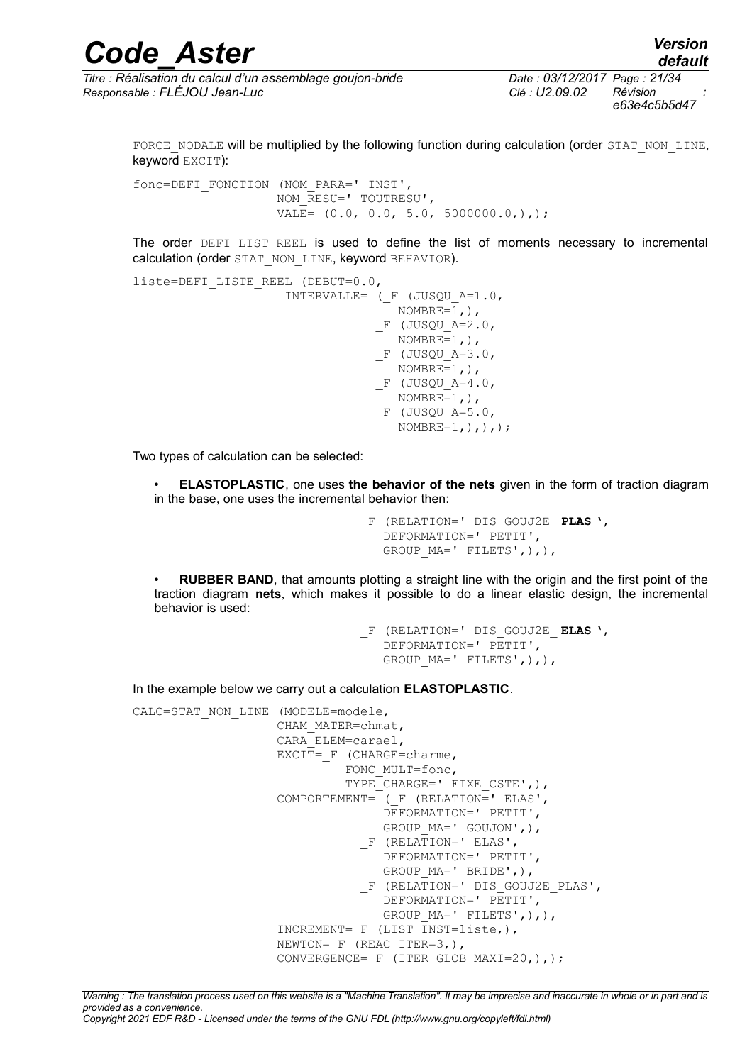FORCE_NODALE will be multiplied by the following function during calculation (order STAT_NON_LINE, keyword EXCIT):

```
fonc=DEFI_FONCTION (NOM_PARA=' INST',
                   NOM_RESU=' TOUTRESU',
                   VALE= (0.0, 0.0, 5.0, 5000000.0,),);
```

The order DEFI_LIST_REEL is used to define the list of moments necessary to incremental calculation (order STAT_NON_LINE, keyword BEHAVIOR).

```
liste=DEFI_LISTE_REEL (DEBUT=0.0,
                    INTERVALLE= (_F (JUSQU_A=1.0,
                                   NOMBRE=1,),
                                _F (JUSQU_A=2.0,
                                   NOMBRE=1,),
                                _F (JUSQU_A=3.0,
                                   NOMBRE=1,),
                                _F (JUSQU_A=4.0,
                                   NOMBRE=1,),
                                _F (JUSQU_A=5.0,
                                   NOMBRE=1,),),);
```

Two types of calculation can be selected:

- **ELASTOPLASTIC**, one uses **the behavior of the nets** given in the form of traction diagram in the base, one uses the incremental behavior then:

```
_F (RELATION=' DIS_GOUJ2E_ PLAS ',
   DEFORMATION=' PETIT',
   GROUP_MA=' FILETS',),),
```

- **RUBBER BAND**, that amounts plotting a straight line with the origin and the first point of the traction diagram **nets**, which makes it possible to do a linear elastic design, the incremental behavior is used:

```
_F (RELATION=' DIS_GOUJ2E_ ELAS ',
   DEFORMATION=' PETIT',
   GROUP_MA=' FILETS',),),
```

In the example below we carry out a calculation **ELASTOPLASTIC**.

```
CALC=STAT_NON_LINE (MODELE=modele,
                   CHAM_MATER=chmat,
                   CARA_ELEM=carael,
                   EXCIT=_F (CHARGE=charme,
                            FONC_MULT=fonc,
                            TYPE_CHARGE=' FIXE_CSTE',),
                   COMPORTEMENT= (_F (RELATION=' ELAS',
                                   DEFORMATION=' PETIT',
                                   GROUP_MA=' GOUJON',),
                                _F (RELATION=' ELAS',
                                   DEFORMATION=' PETIT',
                                   GROUP_MA=' BRIDE',),
                                _F (RELATION=' DIS_GOUJ2E_PLAS',
                                   DEFORMATION=' PETIT',
                                   GROUP_MA=' FILETS',),),
                   INCREMENT=_F (LIST_INST=liste,),
                   NEWTON=_F (REAC_ITER=3,),
                   CONVERGENCE=_F (ITER_GLOB_MAXI=20,),);
```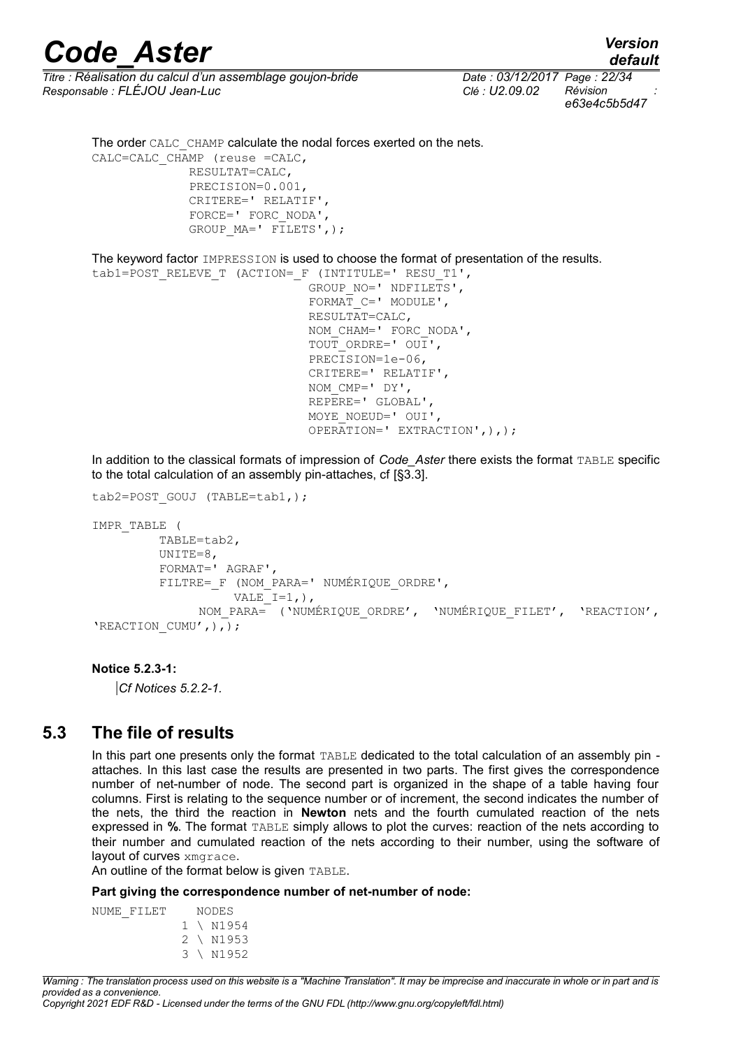The order CALC_CHAMP calculate the nodal forces exerted on the nets.

```
CALC=CALC_CHAMP (reuse =CALC,
             RESULTAT=CALC,
             PRECISION=0.001,
             CRITERE=' RELATIF',
             FORCE=' FORC_NODA',
             GROUP_MA=' FILETS',);
```

The keyword factor IMPRESSION is used to choose the format of presentation of the results.

```
tab1=POST_RELEVE_T (ACTION=_F (INTITULE=' RESU_T1',
                              GROUP_NO=' NDFILETS',
                              FORMAT_C=' MODULE',
                              RESULTAT=CALC,
                              NOM_CHAM=' FORC_NODA',
                              TOUT_ORDRE=' OUI',
                              PRECISION=1e-06,
                              CRITERE=' RELATIF',
                              NOM_CMP=' DY',
                              REPERE=' GLOBAL',
                              MOYE_NOEUD=' OUI',
                              OPERATION=' EXTRACTION',),);
```

In addition to the classical formats of impression of *Code_Aster* there exists the format TABLE specific to the total calculation of an assembly pin-attaches, cf [§3.3].

```
tab2=POST_GOUJ (TABLE=tab1,);

IMPR_TABLE (
        TABLE=tab2,
        UNITE=8,
        FORMAT=' AGRAF',
        FILTRE=_F (NOM_PARA=' NUMÉRIQUE_ORDRE',
                  VALE_I=1,),
              NOM_PARA= ('NUMÉRIQUE_ORDRE', 'NUMÉRIQUE_FILET', 'REACTION',
'REACTION_CUMU',),);
```

**Notice 5.2.3-1:**

*Cf Notices 5.2.2-1.*

## 5.3 The file of results

In this part one presents only the format TABLE dedicated to the total calculation of an assembly pin - attaches. In this last case the results are presented in two parts. The first gives the correspondence number of net-number of node. The second part is organized in the shape of a table having four columns. First is relating to the sequence number or of increment, the second indicates the number of the nets, the third the reaction in **Newton** nets and the fourth cumulated reaction of the nets expressed in **%**. The format TABLE simply allows to plot the curves: reaction of the nets according to their number and cumulated reaction of the nets according to their number, using the software of layout of curves xmgrace.

An outline of the format below is given TABLE.

**Part giving the correspondence number of net-number of node:**

```
NUME_FILET     NODES
             1 \ N1954
             2 \ N1953
             3 \ N1952
```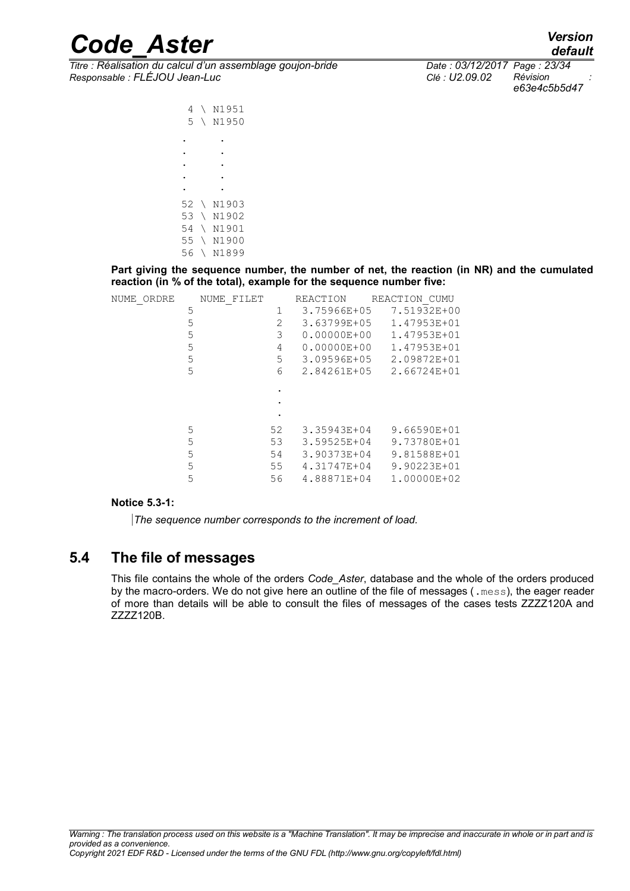```
 4 \ N1951
 5 \ N1950
 .     .
 .     .
 .     .
 .     .
 .     .
52 \ N1903
53 \ N1902
54 \ N1901
55 \ N1900
56 \ N1899
```

**Part giving the sequence number, the number of net, the reaction (in NR) and the cumulated reaction (in % of the total), example for the sequence number five:**

```
NUME_ORDRE    NUME_FILET     REACTION     REACTION_CUMU
         5             1    3.75966E+05    7.51932E+00
         5             2    3.63799E+05    1.47953E+01
         5             3    0.00000E+00    1.47953E+01
         5             4    0.00000E+00    1.47953E+01
         5             5    3.09596E+05    2.09872E+01
         5             6    2.84261E+05    2.66724E+01
                       .
                       .
                       .
         5            52    3.35943E+04    9.66590E+01
         5            53    3.59525E+04    9.73780E+01
         5            54    3.90373E+04    9.81588E+01
         5            55    4.31747E+04    9.90223E+01
         5            56    4.88871E+04    1.00000E+02
```

**Notice 5.3-1:**

*The sequence number corresponds to the increment of load.*

## 5.4 The file of messages

This file contains the whole of the orders *Code_Aster*, database and the whole of the orders produced by the macro-orders. We do not give here an outline of the file of messages (.mess), the eager reader of more than details will be able to consult the files of messages of the cases tests ZZZZ120A and ZZZZ120B.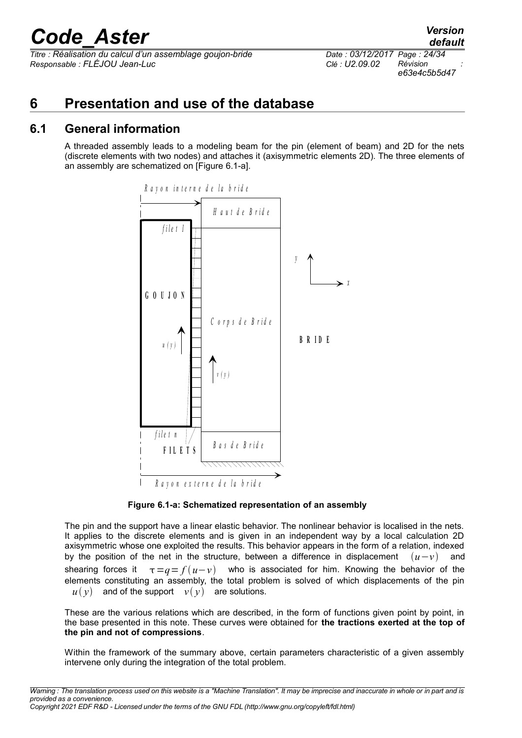# 6 Presentation and use of the database

## 6.1 General information

A threaded assembly leads to a modeling beam for the pin (element of beam) and 2D for the nets (discrete elements with two nodes) and attaches it (axisymmetric elements 2D). The three elements of an assembly are schematized on [Figure 6.1-a].

**Figure 6.1-a: Schematized representation of an assembly**

The pin and the support have a linear elastic behavior. The nonlinear behavior is localised in the nets. It applies to the discrete elements and is given in an independent way by a local calculation 2D axisymmetric whose one exploited the results. This behavior appears in the form of a relation, indexed by the position of the net in the structure, between a difference in displacement $(u-v)$ and shearing forces it $\tau = q = f(u-v)$ who is associated for him. Knowing the behavior of the elements constituting an assembly, the total problem is solved of which displacements of the pin $u(y)$ and of the support $v(y)$ are solutions.

These are the various relations which are described, in the form of functions given point by point, in the base presented in this note. These curves were obtained for **the tractions exerted at the top of the pin and not of compressions**.

Within the framework of the summary above, certain parameters characteristic of a given assembly intervene only during the integration of the total problem.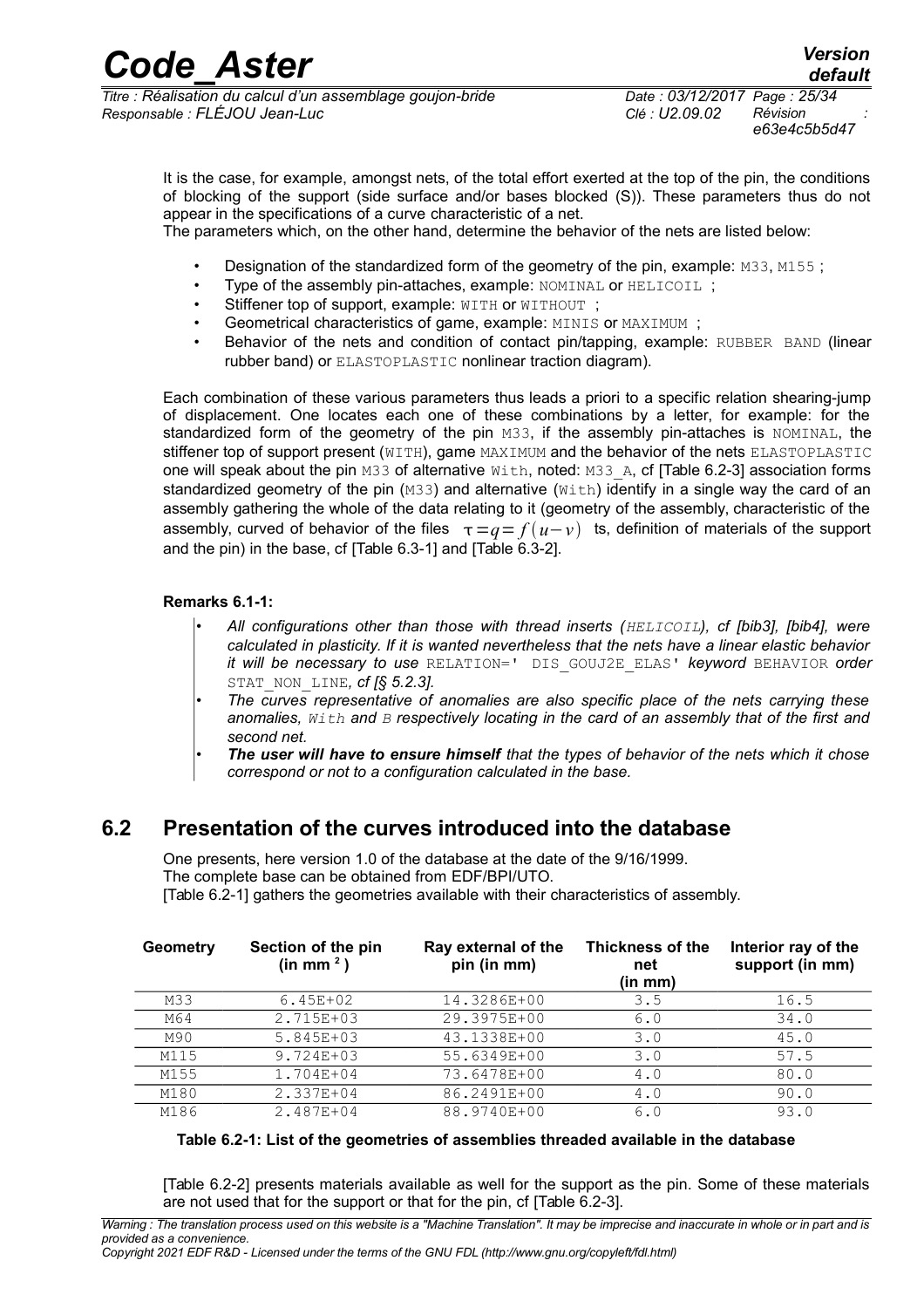It is the case, for example, amongst nets, of the total effort exerted at the top of the pin, the conditions of blocking of the support (side surface and/or bases blocked (S)). These parameters thus do not appear in the specifications of a curve characteristic of a net.

The parameters which, on the other hand, determine the behavior of the nets are listed below:

- Designation of the standardized form of the geometry of the pin, example: `M33`, `M155` ;
- Type of the assembly pin-attaches, example: `NOMINAL` or `HELICOIL` ;
- Stiffener top of support, example: `WITH` or `WITHOUT` ;
- Geometrical characteristics of game, example: `MINIS` or `MAXIMUM` ;
- Behavior of the nets and condition of contact pin/tapping, example: `RUBBER BAND` (linear rubber band) or `ELASTOPLASTIC` nonlinear traction diagram).

Each combination of these various parameters thus leads a priori to a specific relation shearing-jump of displacement. One locates each one of these combinations by a letter, for example: for the standardized form of the geometry of the pin `M33`, if the assembly pin-attaches is `NOMINAL`, the stiffener top of support present (`WITH`), game `MAXIMUM` and the behavior of the nets `ELASTOPLASTIC` one will speak about the pin `M33` of alternative `With`, noted: `M33_A`, cf [Table 6.2-3] association forms standardized geometry of the pin (`M33`) and alternative (`With`) identify in a single way the card of an assembly gathering the whole of the data relating to it (geometry of the assembly, characteristic of the assembly, curved of behavior of the files $\tau = q = f(u - v)$ ts, definition of materials of the support and the pin) in the base, cf [Table 6.3-1] and [Table 6.3-2].

**Remarks 6.1-1:**

- *All configurations other than those with thread inserts (`HELICOIL`), cf [bib3], [bib4], were calculated in plasticity. If it is wanted nevertheless that the nets have a linear elastic behavior it will be necessary to use* `RELATION=' DIS_GOUJ2E_ELAS'` *keyword* `BEHAVIOR` *order* `STAT_NON_LINE`*, cf [§ 5.2.3].*
- *The curves representative of anomalies are also specific place of the nets carrying these anomalies, `With` and `B` respectively locating in the card of an assembly that of the first and second net.*
- ***The user will have to ensure himself** that the types of behavior of the nets which it chose correspond or not to a configuration calculated in the base.*

## 6.2 Presentation of the curves introduced into the database

One presents, here version 1.0 of the database at the date of the 9/16/1999.
The complete base can be obtained from EDF/BPI/UTO.
[Table 6.2-1] gathers the geometries available with their characteristics of assembly.

| Geometry | Section of the pin (in mm $^2$ ) | Ray external of the pin (in mm) | Thickness of the net (in mm) | Interior ray of the support (in mm) |
|---|---|---|---|---|
| M33 | 6.45E+02 | 14.3286E+00 | 3.5 | 16.5 |
| M64 | 2.715E+03 | 29.3975E+00 | 6.0 | 34.0 |
| M90 | 5.845E+03 | 43.1338E+00 | 3.0 | 45.0 |
| M115 | 9.724E+03 | 55.6349E+00 | 3.0 | 57.5 |
| M155 | 1.704E+04 | 73.6478E+00 | 4.0 | 80.0 |
| M180 | 2.337E+04 | 86.2491E+00 | 4.0 | 90.0 |
| M186 | 2.487E+04 | 88.9740E+00 | 6.0 | 93.0 |

**Table 6.2-1: List of the geometries of assemblies threaded available in the database**

[Table 6.2-2] presents materials available as well for the support as the pin. Some of these materials are not used that for the support or that for the pin, cf [Table 6.2-3].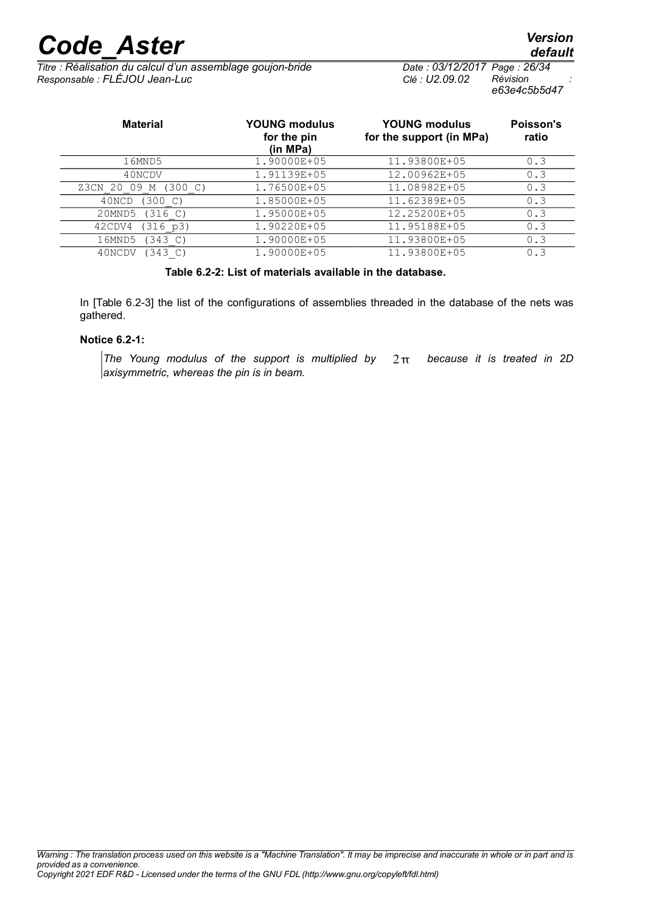| Material | YOUNG modulus for the pin (in MPa) | YOUNG modulus for the support (in MPa) | Poisson's ratio |
|---|---|---|---|
| 16MND5 | 1.90000E+05 | 11.93800E+05 | 0.3 |
| 40NCDV | 1.91139E+05 | 12.00962E+05 | 0.3 |
| Z3CN_20_09_M (300_C) | 1.76500E+05 | 11.08982E+05 | 0.3 |
| 40NCD (300_C) | 1.85000E+05 | 11.62389E+05 | 0.3 |
| 20MND5 (316_C) | 1.95000E+05 | 12.25200E+05 | 0.3 |
| 42CDV4 (316_p3) | 1.90220E+05 | 11.95188E+05 | 0.3 |
| 16MND5 (343_C) | 1.90000E+05 | 11.93800E+05 | 0.3 |
| 40NCDV (343_C) | 1.90000E+05 | 11.93800E+05 | 0.3 |

**Table 6.2-2: List of materials available in the database.**

In [Table 6.2-3] the list of the configurations of assemblies threaded in the database of the nets was gathered.

**Notice 6.2-1:**

*The Young modulus of the support is multiplied by* $2\pi$ *because it is treated in 2D axisymmetric, whereas the pin is in beam.*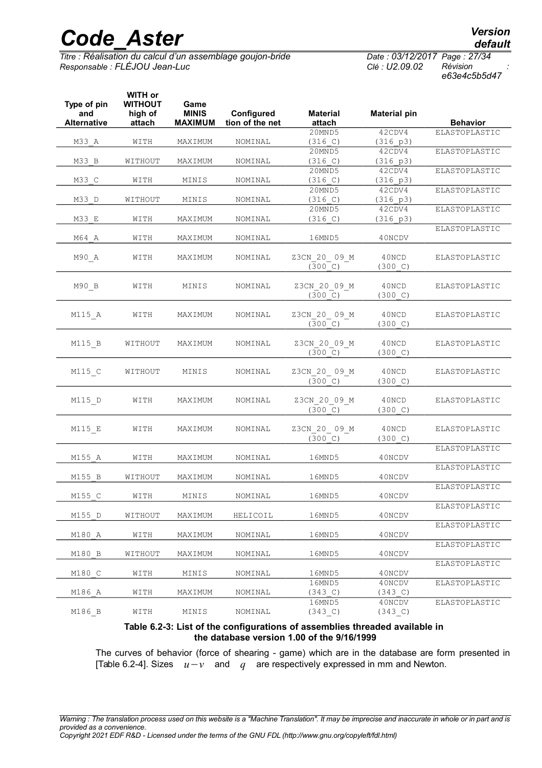| Type of pin and Alternative | WITH or WITHOUT high of attach | Game MINIS MAXIMUM | Configured tion of the net | Material attach | Material pin | Behavior |
|---|---|---|---|---|---|---|
| M33_A | WITH | MAXIMUM | NOMINAL | 20MND5 (316_C) | 42CDV4 (316_p3) | ELASTOPLASTIC |
| M33_B | WITHOUT | MAXIMUM | NOMINAL | 20MND5 (316_C) | 42CDV4 (316_p3) | ELASTOPLASTIC |
| M33_C | WITH | MINIS | NOMINAL | 20MND5 (316_C) | 42CDV4 (316_p3) | ELASTOPLASTIC |
| M33_D | WITHOUT | MINIS | NOMINAL | 20MND5 (316_C) | 42CDV4 (316_p3) | ELASTOPLASTIC |
| M33_E | WITH | MAXIMUM | NOMINAL | 20MND5 (316_C) | 42CDV4 (316_p3) | ELASTOPLASTIC |
| M64_A | WITH | MAXIMUM | NOMINAL | 16MND5 | 40NCDV | ELASTOPLASTIC |
| M90_A | WITH | MAXIMUM | NOMINAL | Z3CN_20_09_M (300_C) | 40NCD (300_C) | ELASTOPLASTIC |
| M90_B | WITH | MINIS | NOMINAL | Z3CN_20_09_M (300_C) | 40NCD (300_C) | ELASTOPLASTIC |
| M115_A | WITH | MAXIMUM | NOMINAL | Z3CN_20_09_M (300_C) | 40NCD (300_C) | ELASTOPLASTIC |
| M115_B | WITHOUT | MAXIMUM | NOMINAL | Z3CN_20_09_M (300_C) | 40NCD (300_C) | ELASTOPLASTIC |
| M115_C | WITHOUT | MINIS | NOMINAL | Z3CN_20_09_M (300_C) | 40NCD (300_C) | ELASTOPLASTIC |
| M115_D | WITH | MAXIMUM | NOMINAL | Z3CN_20_09_M (300_C) | 40NCD (300_C) | ELASTOPLASTIC |
| M115_E | WITH | MAXIMUM | NOMINAL | Z3CN_20_09_M (300_C) | 40NCD (300_C) | ELASTOPLASTIC |
| M155_A | WITH | MAXIMUM | NOMINAL | 16MND5 | 40NCDV | ELASTOPLASTIC |
| M155_B | WITHOUT | MAXIMUM | NOMINAL | 16MND5 | 40NCDV | ELASTOPLASTIC |
| M155_C | WITH | MINIS | NOMINAL | 16MND5 | 40NCDV | ELASTOPLASTIC |
| M155_D | WITHOUT | MAXIMUM | HELICOIL | 16MND5 | 40NCDV | ELASTOPLASTIC |
| M180_A | WITH | MAXIMUM | NOMINAL | 16MND5 | 40NCDV | ELASTOPLASTIC |
| M180_B | WITHOUT | MAXIMUM | NOMINAL | 16MND5 | 40NCDV | ELASTOPLASTIC |
| M180_C | WITH | MINIS | NOMINAL | 16MND5 | 40NCDV | ELASTOPLASTIC |
| M186_A | WITH | MAXIMUM | NOMINAL | 16MND5 (343_C) | 40NCDV (343_C) | ELASTOPLASTIC |
| M186_B | WITH | MINIS | NOMINAL | 16MND5 (343_C) | 40NCDV (343_C) | ELASTOPLASTIC |

**Table 6.2-3: List of the configurations of assemblies threaded available in the database version 1.00 of the 9/16/1999**

The curves of behavior (force of shearing - game) which are in the database are form presented in [Table 6.2-4]. Sizes $u-v$ and $q$ are respectively expressed in mm and Newton.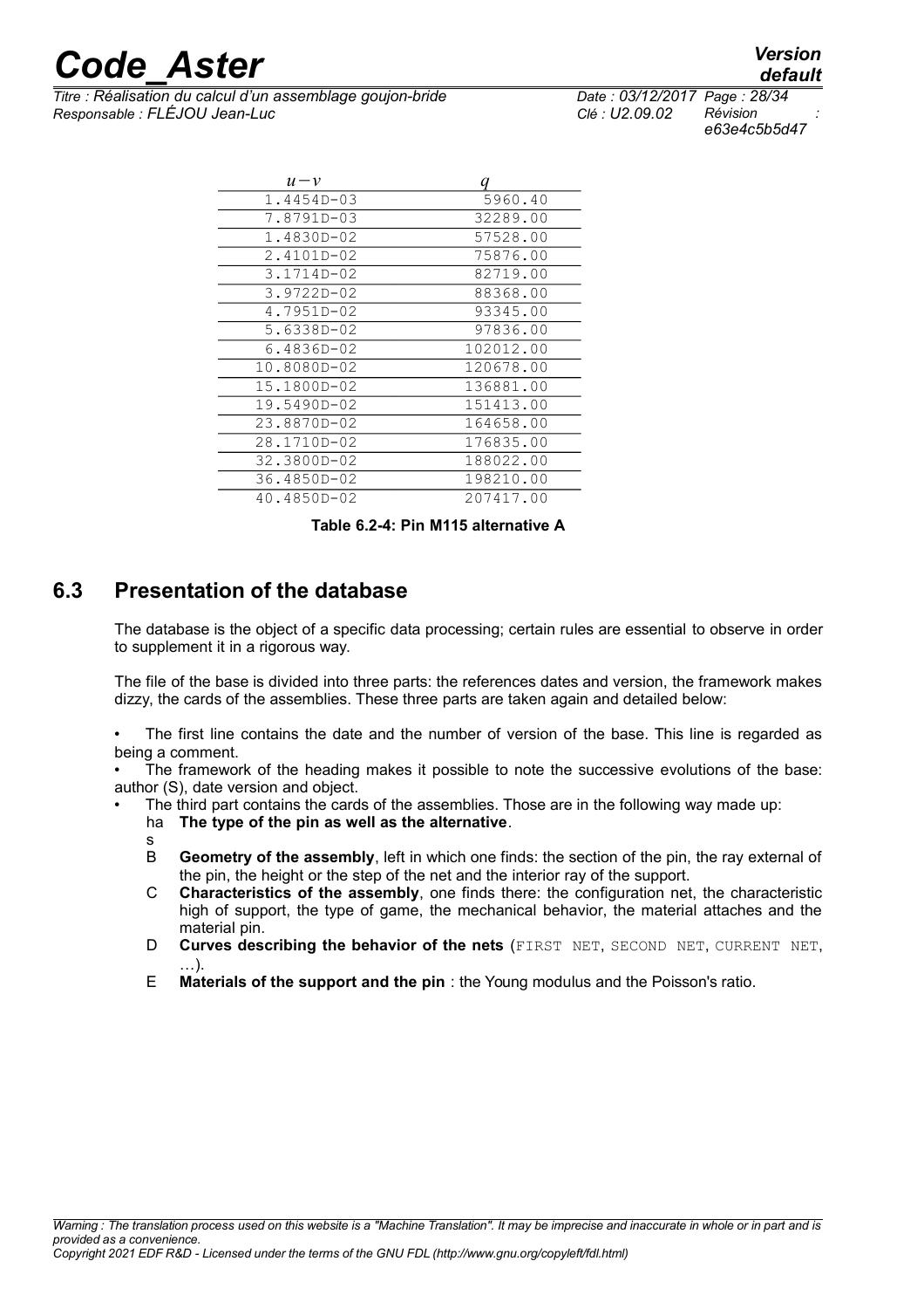| $u-v$ | $q$ |
|---|---|
| 1.4454D-03 | 5960.40 |
| 7.8791D-03 | 32289.00 |
| 1.4830D-02 | 57528.00 |
| 2.4101D-02 | 75876.00 |
| 3.1714D-02 | 82719.00 |
| 3.9722D-02 | 88368.00 |
| 4.7951D-02 | 93345.00 |
| 5.6338D-02 | 97836.00 |
| 6.4836D-02 | 102012.00 |
| 10.8080D-02 | 120678.00 |
| 15.1800D-02 | 136881.00 |
| 19.5490D-02 | 151413.00 |
| 23.8870D-02 | 164658.00 |
| 28.1710D-02 | 176835.00 |
| 32.3800D-02 | 188022.00 |
| 36.4850D-02 | 198210.00 |
| 40.4850D-02 | 207417.00 |

**Table 6.2-4: Pin M115 alternative A**

## 6.3 Presentation of the database

The database is the object of a specific data processing; certain rules are essential to observe in order to supplement it in a rigorous way.

The file of the base is divided into three parts: the references dates and version, the framework makes dizzy, the cards of the assemblies. These three parts are taken again and detailed below:

- The first line contains the date and the number of version of the base. This line is regarded as being a comment.
- The framework of the heading makes it possible to note the successive evolutions of the base: author (S), date version and object.
- The third part contains the cards of the assemblies. Those are in the following way made up:
  - has **The type of the pin as well as the alternative**.
  - B **Geometry of the assembly**, left in which one finds: the section of the pin, the ray external of the pin, the height or the step of the net and the interior ray of the support.
  - C **Characteristics of the assembly**, one finds there: the configuration net, the characteristic high of support, the type of game, the mechanical behavior, the material attaches and the material pin.
  - D **Curves describing the behavior of the nets** (FIRST NET, SECOND NET, CURRENT NET, …).
  - E **Materials of the support and the pin** : the Young modulus and the Poisson's ratio.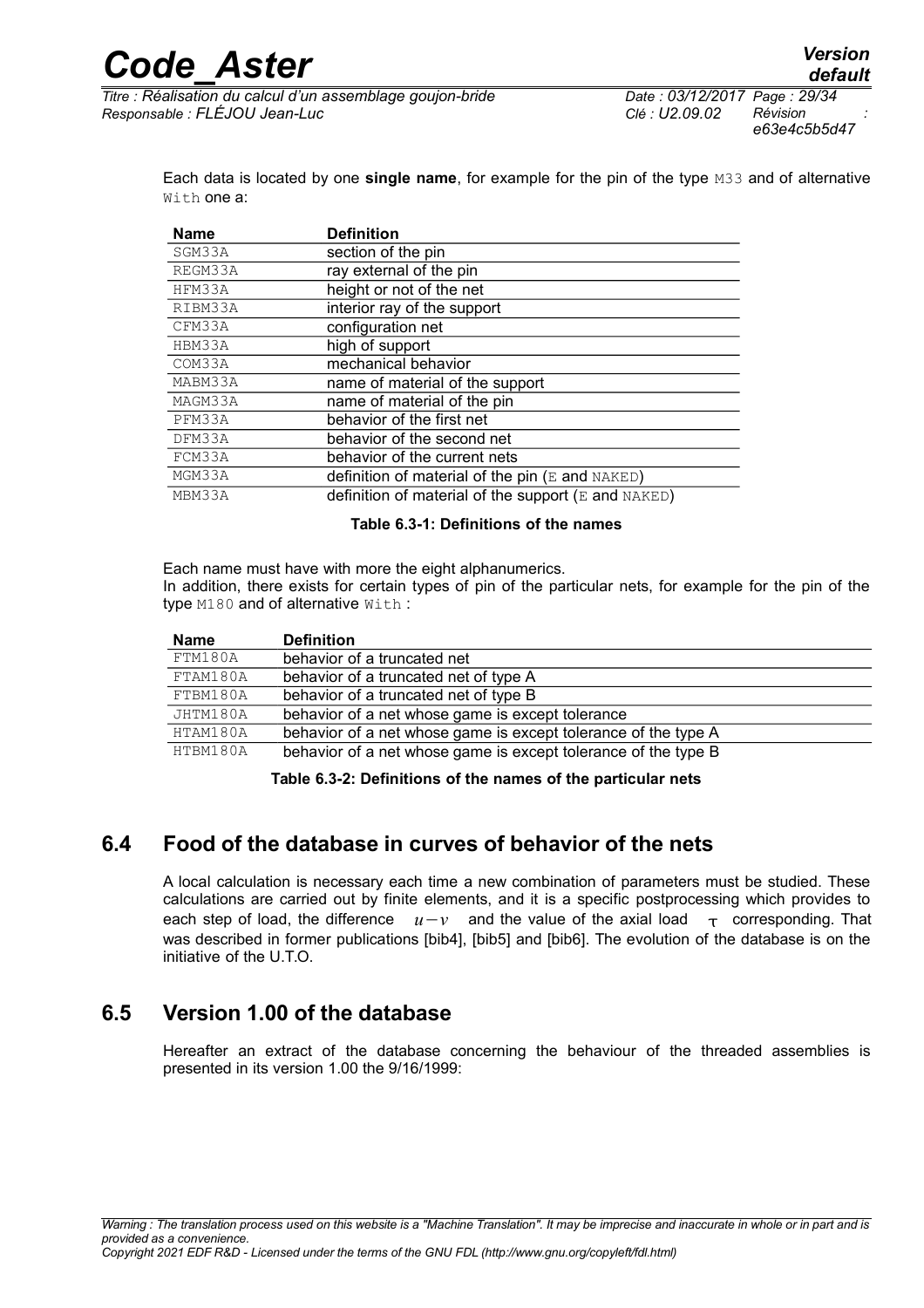Each data is located by one **single name**, for example for the pin of the type M33 and of alternative With one a:

| Name | Definition |
|---|---|
| SGM33A | section of the pin |
| REGM33A | ray external of the pin |
| HFM33A | height or not of the net |
| RIBM33A | interior ray of the support |
| CFM33A | configuration net |
| HBM33A | high of support |
| COM33A | mechanical behavior |
| MABM33A | name of material of the support |
| MAGM33A | name of material of the pin |
| PFM33A | behavior of the first net |
| DFM33A | behavior of the second net |
| FCM33A | behavior of the current nets |
| MGM33A | definition of material of the pin (E and NAKED) |
| MBM33A | definition of material of the support (E and NAKED) |

**Table 6.3-1: Definitions of the names**

Each name must have with more the eight alphanumerics.
In addition, there exists for certain types of pin of the particular nets, for example for the pin of the type M180 and of alternative With :

| Name | Definition |
|---|---|
| FTM180A | behavior of a truncated net |
| FTAM180A | behavior of a truncated net of type A |
| FTBM180A | behavior of a truncated net of type B |
| JHTM180A | behavior of a net whose game is except tolerance |
| HTAM180A | behavior of a net whose game is except tolerance of the type A |
| HTBM180A | behavior of a net whose game is except tolerance of the type B |

**Table 6.3-2: Definitions of the names of the particular nets**

## 6.4 Food of the database in curves of behavior of the nets

A local calculation is necessary each time a new combination of parameters must be studied. These calculations are carried out by finite elements, and it is a specific postprocessing which provides to each step of load, the difference $u-v$ and the value of the axial load $\tau$ corresponding. That was described in former publications [bib4], [bib5] and [bib6]. The evolution of the database is on the initiative of the U.T.O.

## 6.5 Version 1.00 of the database

Hereafter an extract of the database concerning the behaviour of the threaded assemblies is presented in its version 1.00 the 9/16/1999: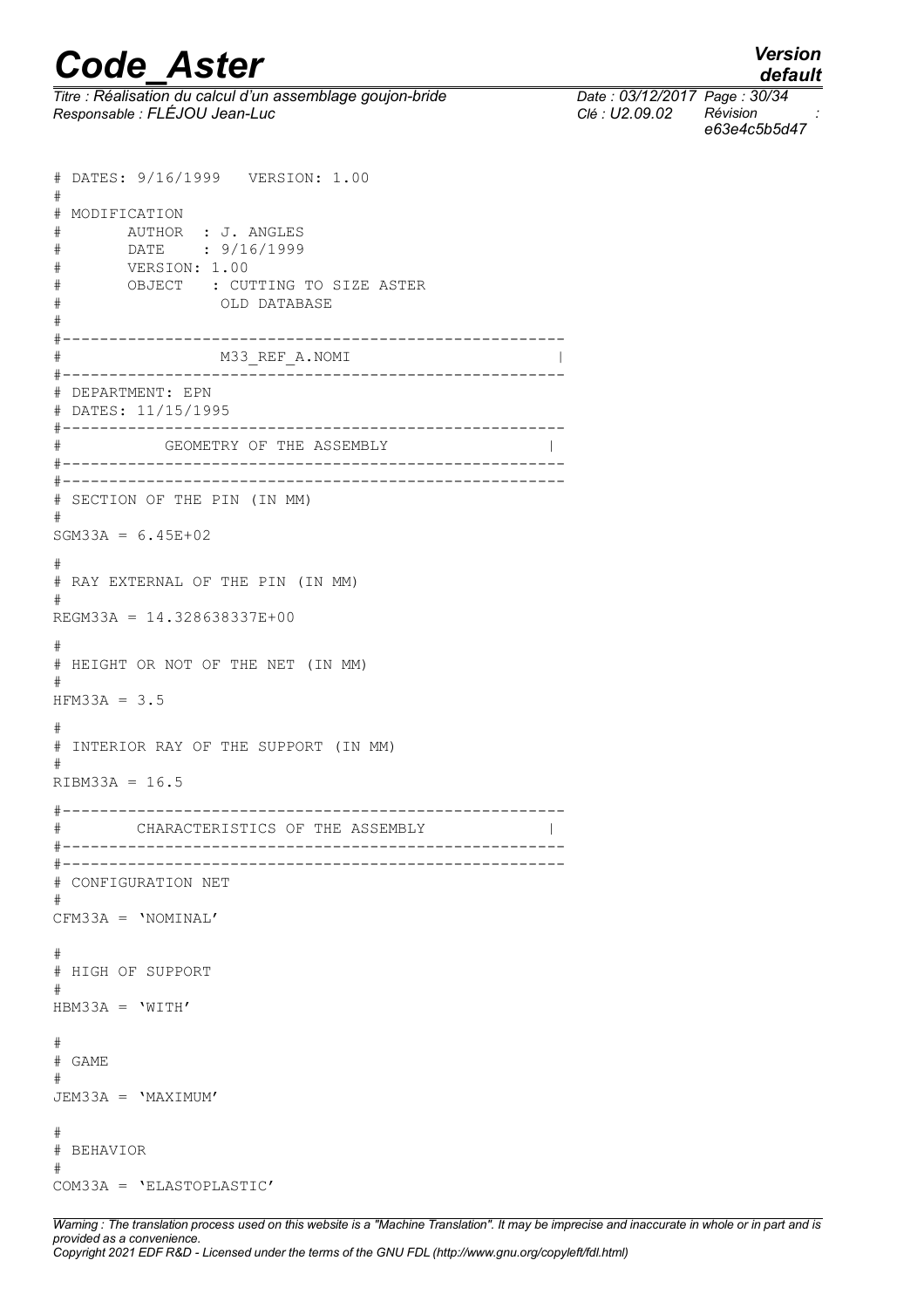```
# DATES: 9/16/1999   VERSION: 1.00
#
# MODIFICATION
#       AUTHOR  : J. ANGLES
#       DATE    : 9/16/1999
#       VERSION: 1.00
#       OBJECT   : CUTTING TO SIZE ASTER
#                 OLD DATABASE
#
#------------------------------------------------------
#                M33_REF_A.NOMI                        |
#------------------------------------------------------
# DEPARTMENT: EPN
# DATES: 11/15/1995
#------------------------------------------------------
#           GEOMETRY OF THE ASSEMBLY                  |
#------------------------------------------------------
#------------------------------------------------------
# SECTION OF THE PIN (IN MM)
#
SGM33A = 6.45E+02

#
# RAY EXTERNAL OF THE PIN (IN MM)
#
REGM33A = 14.328638337E+00

#
# HEIGHT OR NOT OF THE NET (IN MM)
#
HFM33A = 3.5

#
# INTERIOR RAY OF THE SUPPORT (IN MM)
#
RIBM33A = 16.5

#------------------------------------------------------
#        CHARACTERISTICS OF THE ASSEMBLY              |
#------------------------------------------------------
#------------------------------------------------------
# CONFIGURATION NET
#
CFM33A = 'NOMINAL'

#
# HIGH OF SUPPORT
#
HBM33A = 'WITH'

#
# GAME
#
JEM33A = 'MAXIMUM'

#
# BEHAVIOR
#
COM33A = 'ELASTOPLASTIC'
```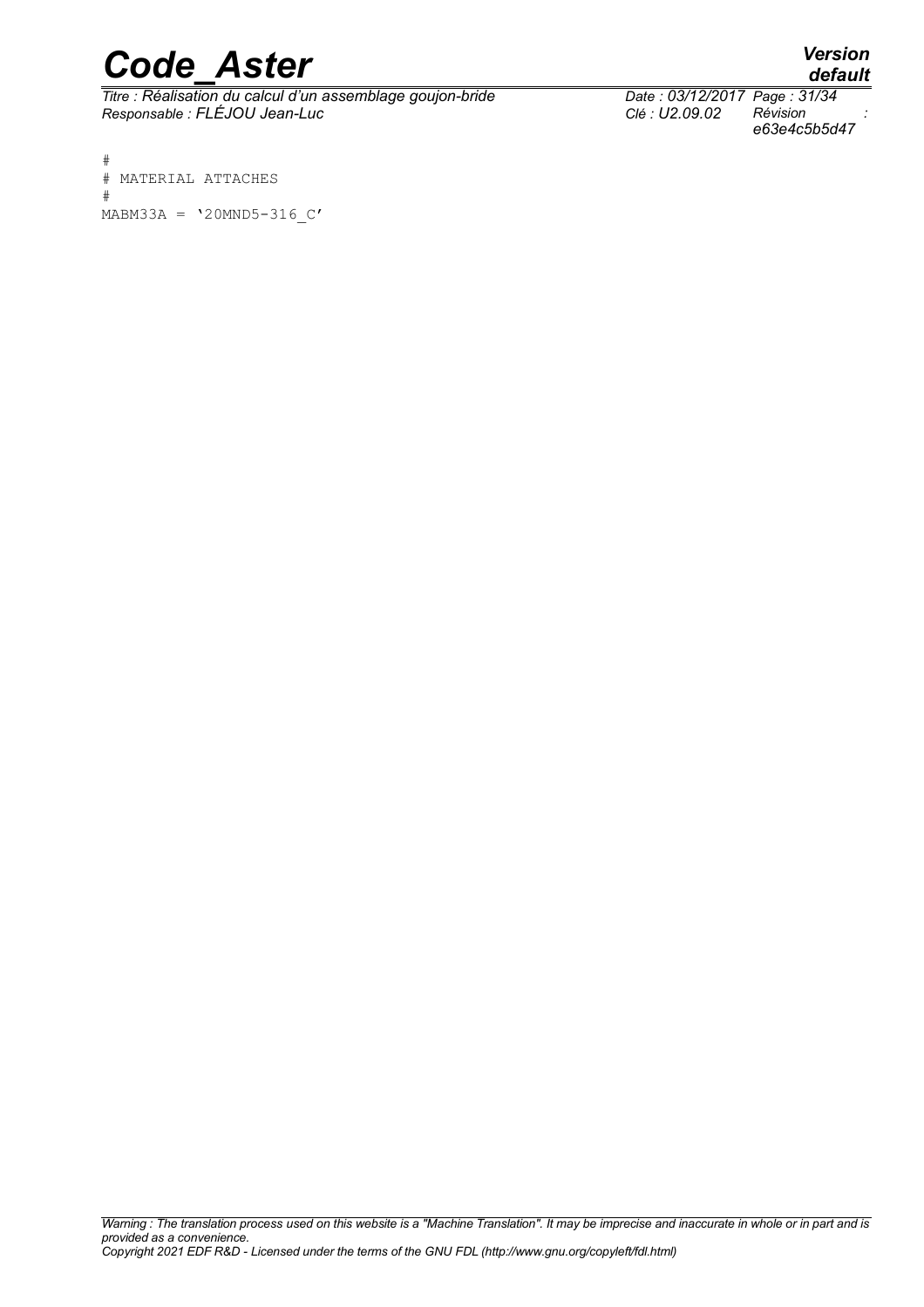```
#
# MATERIAL ATTACHES
#
MABM33A = '20MND5-316_C'
```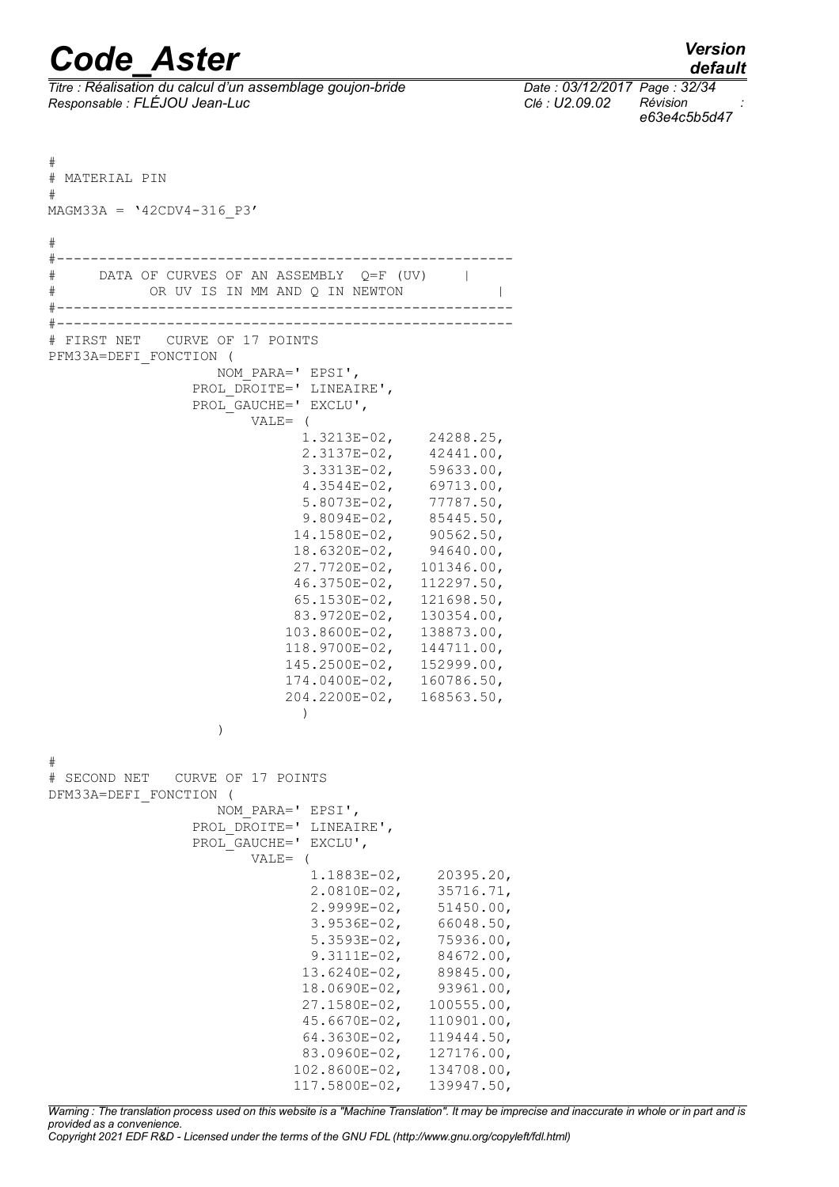```
#
# MATERIAL PIN
#
MAGM33A = '42CDV4-316_P3'

#
#---------------------------------------------------
#     DATA OF CURVES OF AN ASSEMBLY  Q=F (UV)     |
#           OR UV IS IN MM AND Q IN NEWTON          |
#---------------------------------------------------
#---------------------------------------------------
# FIRST NET   CURVE OF 17 POINTS
PFM33A=DEFI_FONCTION (
                NOM_PARA=' EPSI',
             PROL_DROITE=' LINEAIRE',
             PROL_GAUCHE=' EXCLU',
                    VALE= (
                           1.3213E-02,    24288.25,
                           2.3137E-02,    42441.00,
                           3.3313E-02,    59633.00,
                           4.3544E-02,    69713.00,
                           5.8073E-02,    77787.50,
                           9.8094E-02,    85445.50,
                          14.1580E-02,    90562.50,
                          18.6320E-02,    94640.00,
                          27.7720E-02,   101346.00,
                          46.3750E-02,   112297.50,
                          65.1530E-02,   121698.50,
                          83.9720E-02,   130354.00,
                         103.8600E-02,   138873.00,
                         118.9700E-02,   144711.00,
                         145.2500E-02,   152999.00,
                         174.0400E-02,   160786.50,
                         204.2200E-02,   168563.50,
                           )
                )

#
# SECOND NET   CURVE OF 17 POINTS
DFM33A=DEFI_FONCTION (
                NOM_PARA=' EPSI',
             PROL_DROITE=' LINEAIRE',
             PROL_GAUCHE=' EXCLU',
                    VALE= (
                            1.1883E-02,    20395.20,
                            2.0810E-02,    35716.71,
                            2.9999E-02,    51450.00,
                            3.9536E-02,    66048.50,
                            5.3593E-02,    75936.00,
                            9.3111E-02,    84672.00,
                           13.6240E-02,    89845.00,
                           18.0690E-02,    93961.00,
                           27.1580E-02,   100555.00,
                           45.6670E-02,   110901.00,
                           64.3630E-02,   119444.50,
                           83.0960E-02,   127176.00,
                          102.8600E-02,   134708.00,
                          117.5800E-02,   139947.50,
```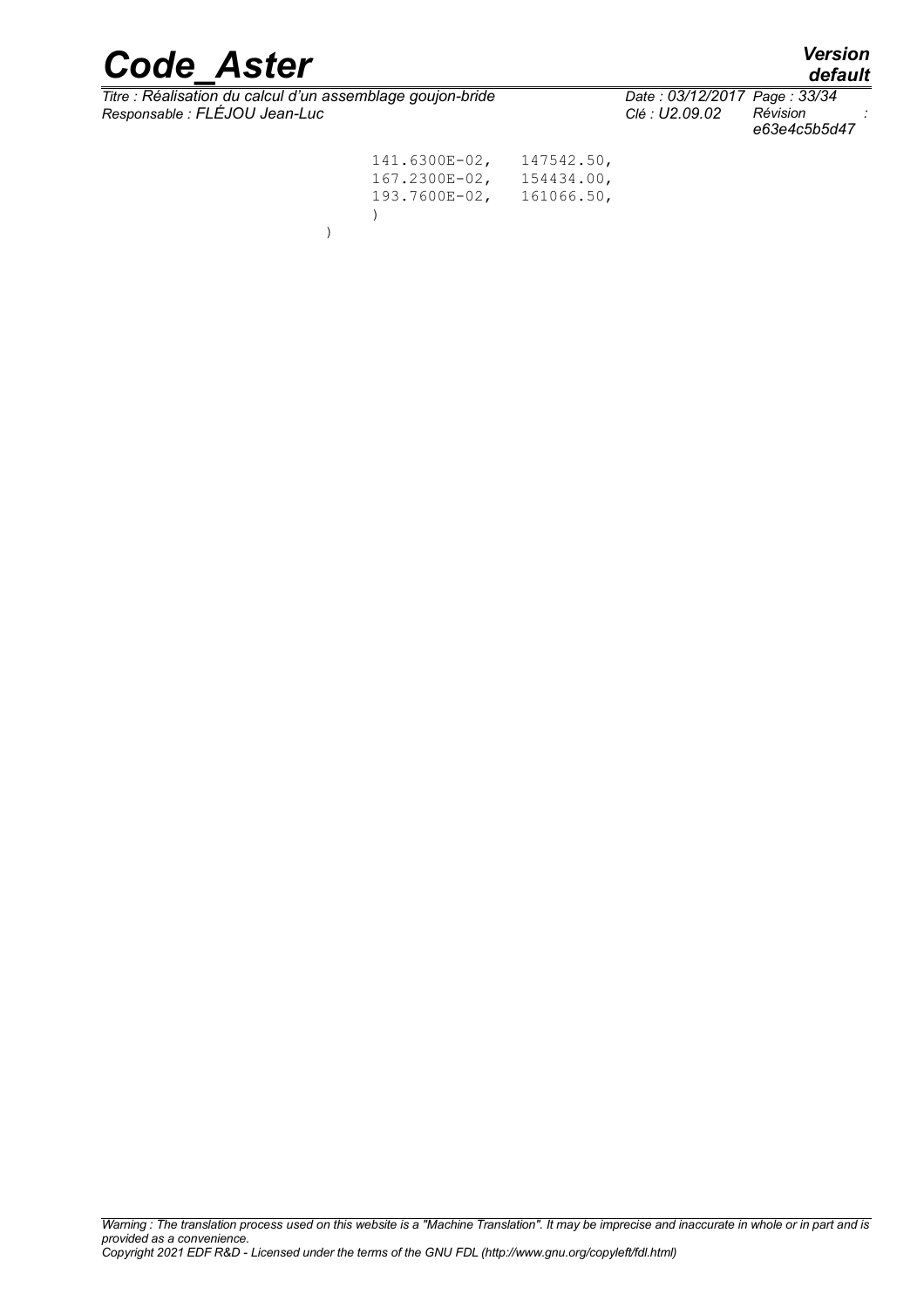```
                141.6300E-02,   147542.50,
                167.2300E-02,   154434.00,
                193.7600E-02,   161066.50,
                )
        )
```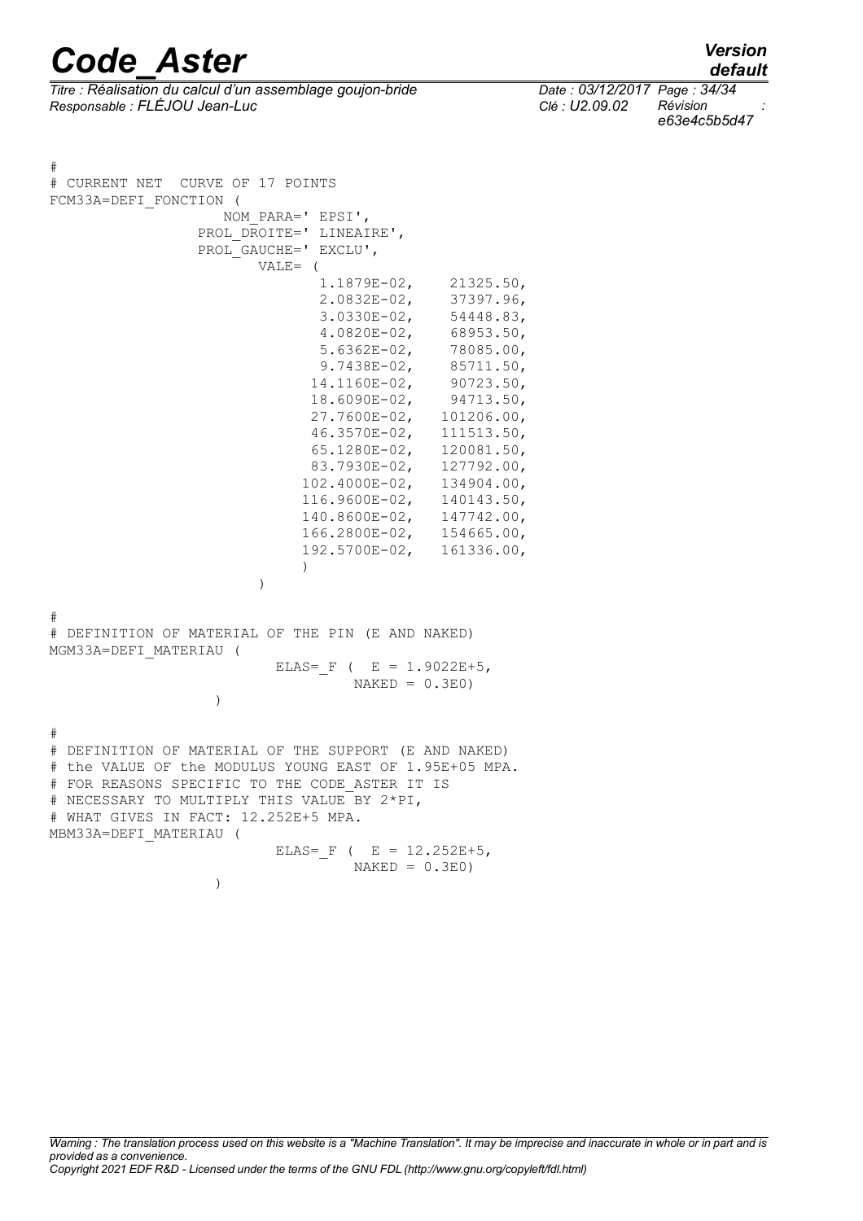```
#
# CURRENT NET  CURVE OF 17 POINTS
FCM33A=DEFI_FONCTION (
                   NOM_PARA=' EPSI',
                 PROL_DROITE=' LINEAIRE',
                 PROL_GAUCHE=' EXCLU',
                       VALE= (
                             1.1879E-02,    21325.50,
                             2.0832E-02,    37397.96,
                             3.0330E-02,    54448.83,
                             4.0820E-02,    68953.50,
                             5.6362E-02,    78085.00,
                             9.7438E-02,    85711.50,
                            14.1160E-02,    90723.50,
                            18.6090E-02,    94713.50,
                            27.7600E-02,   101206.00,
                            46.3570E-02,   111513.50,
                            65.1280E-02,   120081.50,
                            83.7930E-02,   127792.00,
                           102.4000E-02,   134904.00,
                           116.9600E-02,   140143.50,
                           140.8600E-02,   147742.00,
                           166.2800E-02,   154665.00,
                           192.5700E-02,   161336.00,
                            )
                       )

#
# DEFINITION OF MATERIAL OF THE PIN (E AND NAKED)
MGM33A=DEFI_MATERIAU (
                          ELAS=_F (  E = 1.9022E+5,
                                  NAKED = 0.3E0)
                 )

#
# DEFINITION OF MATERIAL OF THE SUPPORT (E AND NAKED)
# the VALUE OF the MODULUS YOUNG EAST OF 1.95E+05 MPA.
# FOR REASONS SPECIFIC TO THE CODE_ASTER IT IS
# NECESSARY TO MULTIPLY THIS VALUE BY 2*PI,
# WHAT GIVES IN FACT: 12.252E+5 MPA.
MBM33A=DEFI_MATERIAU (
                          ELAS=_F (  E = 12.252E+5,
                                  NAKED = 0.3E0)
                 )
```